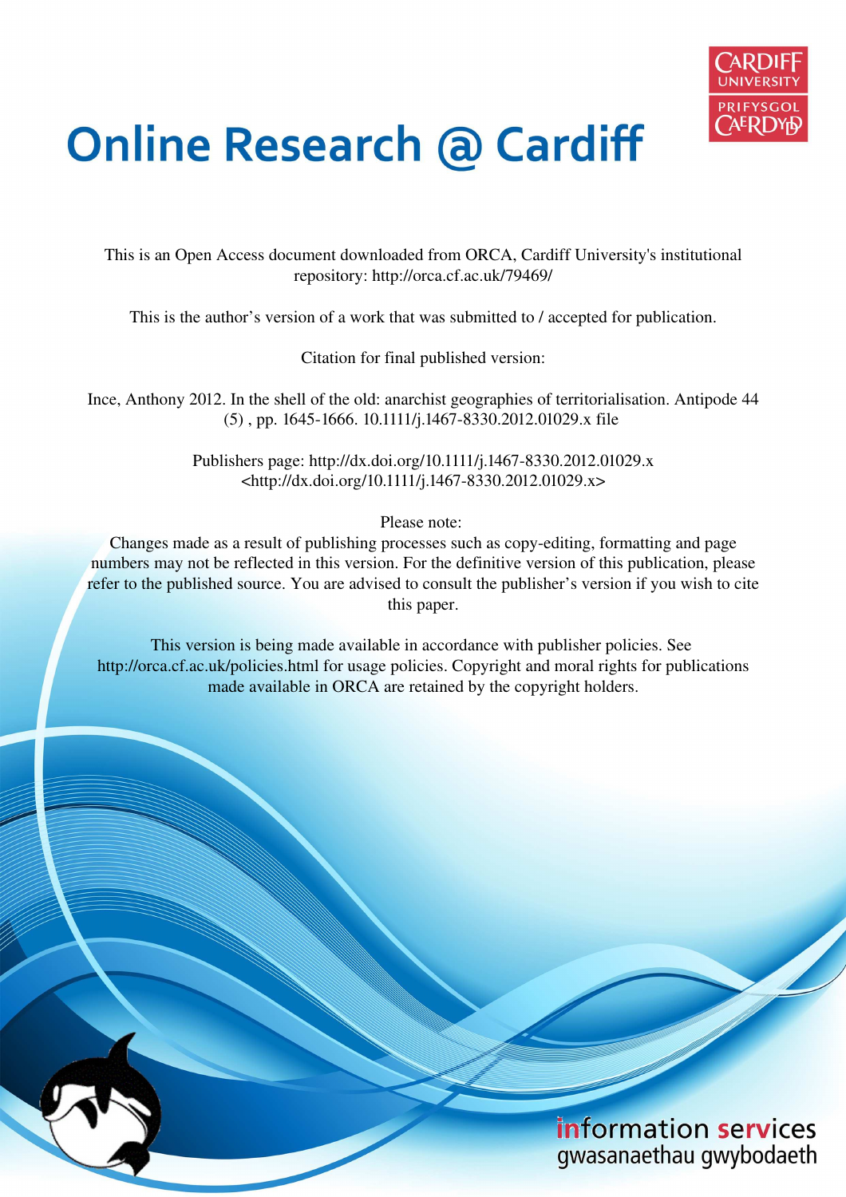# Online Research @ Cardiff

This is an Open Access document downloaded from ORCA, Cardiff University's institutional repository: http://orca.cf.ac.uk/79469/

This is the author's version of a work that was submitted to / accepted for publication.

Citation for final published version:

Ince, Anthony 2012. In the shell of the old: anarchist geographies of territorialisation. Antipode 44 (5) , pp. 1645-1666. 10.1111/j.1467-8330.2012.01029.x file

Publishers page: http://dx.doi.org/10.1111/j.1467-8330.2012.01029.x <http://dx.doi.org/10.1111/j.1467-8330.2012.01029.x>

Please note:
Changes made as a result of publishing processes such as copy-editing, formatting and page numbers may not be reflected in this version. For the definitive version of this publication, please refer to the published source. You are advised to consult the publisher's version if you wish to cite this paper.

This version is being made available in accordance with publisher policies. See http://orca.cf.ac.uk/policies.html for usage policies. Copyright and moral rights for publications made available in ORCA are retained by the copyright holders.

information services
gwasanaethau gwybodaeth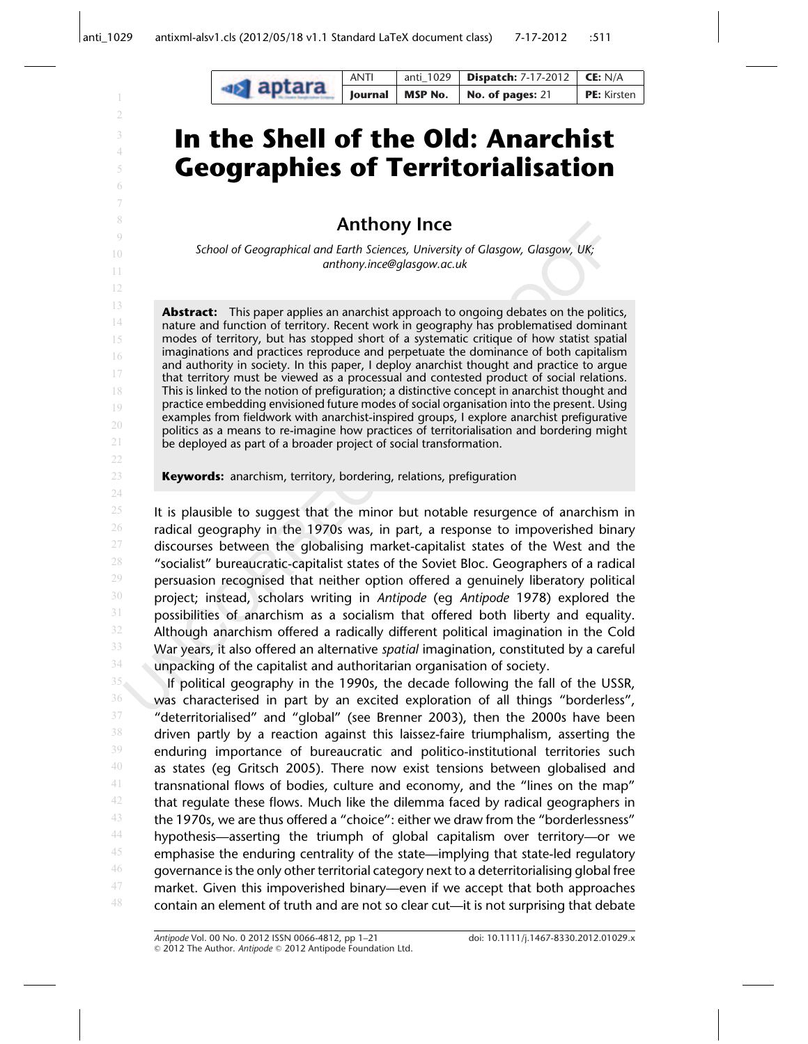# In the Shell of the Old: Anarchist Geographies of Territorialisation

## Anthony Ince

*School of Geographical and Earth Sciences, University of Glasgow, Glasgow, UK; anthony.ince@glasgow.ac.uk*

**Abstract:** This paper applies an anarchist approach to ongoing debates on the politics, nature and function of territory. Recent work in geography has problematised dominant modes of territory, but has stopped short of a systematic critique of how statist spatial imaginations and practices reproduce and perpetuate the dominance of both capitalism and authority in society. In this paper, I deploy anarchist thought and practice to argue that territory must be viewed as a processual and contested product of social relations. This is linked to the notion of prefiguration; a distinctive concept in anarchist thought and practice embedding envisioned future modes of social organisation into the present. Using examples from fieldwork with anarchist-inspired groups, I explore anarchist prefigurative politics as a means to re-imagine how practices of territorialisation and bordering might be deployed as part of a broader project of social transformation.

**Keywords:** anarchism, territory, bordering, relations, prefiguration

It is plausible to suggest that the minor but notable resurgence of anarchism in radical geography in the 1970s was, in part, a response to impoverished binary discourses between the globalising market-capitalist states of the West and the "socialist" bureaucratic-capitalist states of the Soviet Bloc. Geographers of a radical persuasion recognised that neither option offered a genuinely liberatory political project; instead, scholars writing in *Antipode* (eg *Antipode* 1978) explored the possibilities of anarchism as a socialism that offered both liberty and equality. Although anarchism offered a radically different political imagination in the Cold War years, it also offered an alternative *spatial* imagination, constituted by a careful unpacking of the capitalist and authoritarian organisation of society.

If political geography in the 1990s, the decade following the fall of the USSR, was characterised in part by an excited exploration of all things "borderless", "deterritorialised" and "global" (see Brenner 2003), then the 2000s have been driven partly by a reaction against this laissez-faire triumphalism, asserting the enduring importance of bureaucratic and politico-institutional territories such as states (eg Gritsch 2005). There now exist tensions between globalised and transnational flows of bodies, culture and economy, and the "lines on the map" that regulate these flows. Much like the dilemma faced by radical geographers in the 1970s, we are thus offered a "choice": either we draw from the "borderlessness" hypothesis—asserting the triumph of global capitalism over territory—or we emphasise the enduring centrality of the state—implying that state-led regulatory governance is the only other territorial category next to a deterritorialising global free market. Given this impoverished binary—even if we accept that both approaches contain an element of truth and are not so clear cut—it is not surprising that debate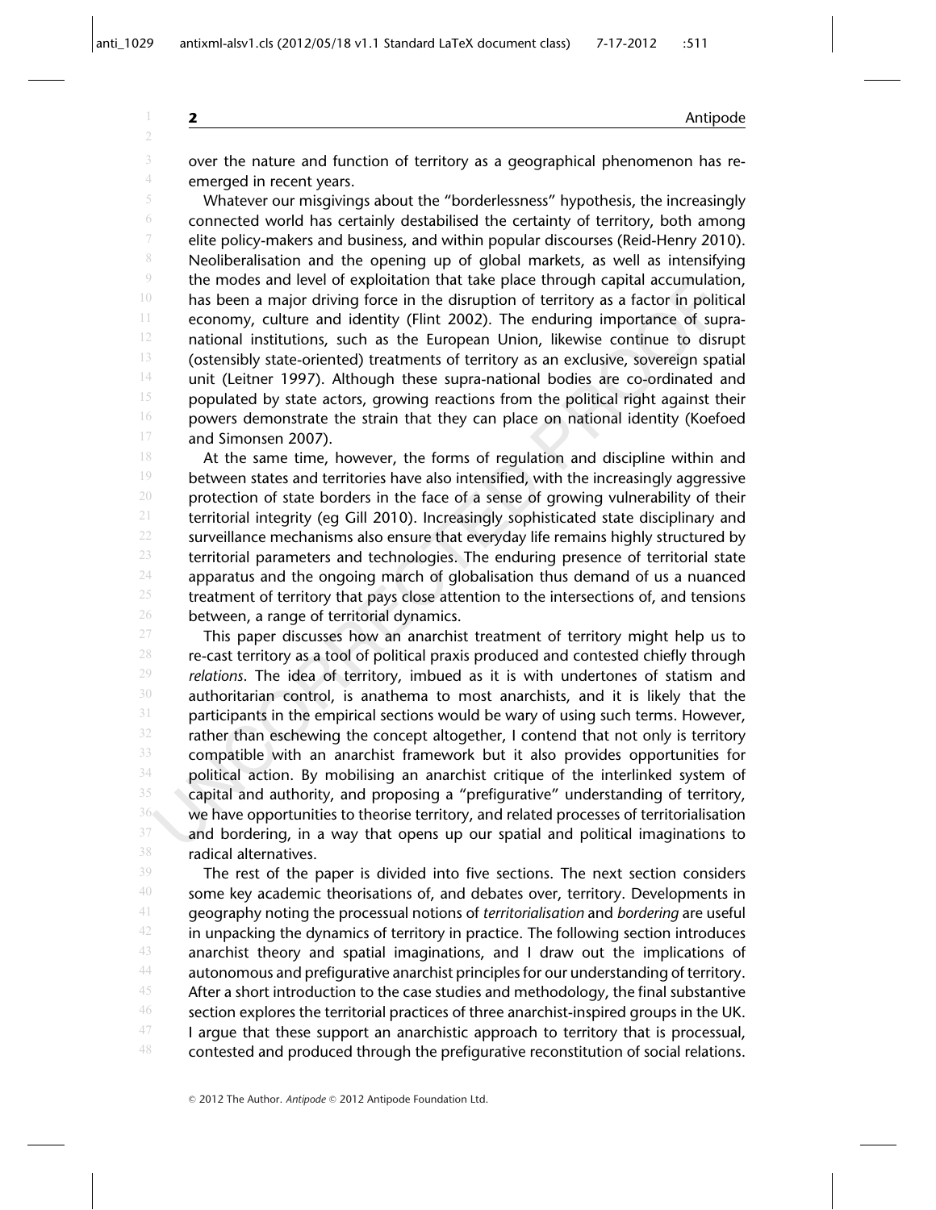over the nature and function of territory as a geographical phenomenon has re-emerged in recent years.

Whatever our misgivings about the "borderlessness" hypothesis, the increasingly connected world has certainly destabilised the certainty of territory, both among elite policy-makers and business, and within popular discourses (Reid-Henry 2010). Neoliberalisation and the opening up of global markets, as well as intensifying the modes and level of exploitation that take place through capital accumulation, has been a major driving force in the disruption of territory as a factor in political economy, culture and identity (Flint 2002). The enduring importance of supra-national institutions, such as the European Union, likewise continue to disrupt (ostensibly state-oriented) treatments of territory as an exclusive, sovereign spatial unit (Leitner 1997). Although these supra-national bodies are co-ordinated and populated by state actors, growing reactions from the political right against their powers demonstrate the strain that they can place on national identity (Koefoed and Simonsen 2007).

At the same time, however, the forms of regulation and discipline within and between states and territories have also intensified, with the increasingly aggressive protection of state borders in the face of a sense of growing vulnerability of their territorial integrity (eg Gill 2010). Increasingly sophisticated state disciplinary and surveillance mechanisms also ensure that everyday life remains highly structured by territorial parameters and technologies. The enduring presence of territorial state apparatus and the ongoing march of globalisation thus demand of us a nuanced treatment of territory that pays close attention to the intersections of, and tensions between, a range of territorial dynamics.

This paper discusses how an anarchist treatment of territory might help us to re-cast territory as a tool of political praxis produced and contested chiefly through *relations*. The idea of territory, imbued as it is with undertones of statism and authoritarian control, is anathema to most anarchists, and it is likely that the participants in the empirical sections would be wary of using such terms. However, rather than eschewing the concept altogether, I contend that not only is territory compatible with an anarchist framework but it also provides opportunities for political action. By mobilising an anarchist critique of the interlinked system of capital and authority, and proposing a "prefigurative" understanding of territory, we have opportunities to theorise territory, and related processes of territorialisation and bordering, in a way that opens up our spatial and political imaginations to radical alternatives.

The rest of the paper is divided into five sections. The next section considers some key academic theorisations of, and debates over, territory. Developments in geography noting the processual notions of *territorialisation* and *bordering* are useful in unpacking the dynamics of territory in practice. The following section introduces anarchist theory and spatial imaginations, and I draw out the implications of autonomous and prefigurative anarchist principles for our understanding of territory. After a short introduction to the case studies and methodology, the final substantive section explores the territorial practices of three anarchist-inspired groups in the UK. I argue that these support an anarchistic approach to territory that is processual, contested and produced through the prefigurative reconstitution of social relations.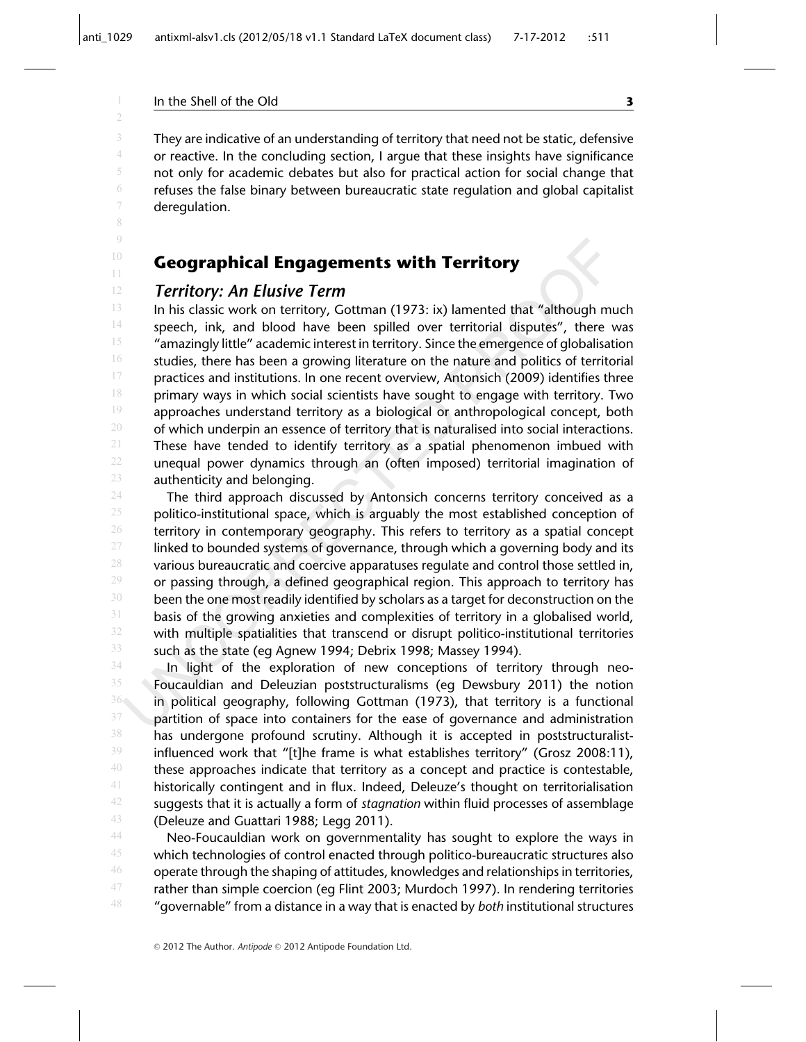They are indicative of an understanding of territory that need not be static, defensive or reactive. In the concluding section, I argue that these insights have significance not only for academic debates but also for practical action for social change that refuses the false binary between bureaucratic state regulation and global capitalist deregulation.

## Geographical Engagements with Territory

### *Territory: An Elusive Term*

In his classic work on territory, Gottman (1973: ix) lamented that "although much speech, ink, and blood have been spilled over territorial disputes", there was "amazingly little" academic interest in territory. Since the emergence of globalisation studies, there has been a growing literature on the nature and politics of territorial practices and institutions. In one recent overview, Antonsich (2009) identifies three primary ways in which social scientists have sought to engage with territory. Two approaches understand territory as a biological or anthropological concept, both of which underpin an essence of territory that is naturalised into social interactions. These have tended to identify territory as a spatial phenomenon imbued with unequal power dynamics through an (often imposed) territorial imagination of authenticity and belonging.

The third approach discussed by Antonsich concerns territory conceived as a politico-institutional space, which is arguably the most established conception of territory in contemporary geography. This refers to territory as a spatial concept linked to bounded systems of governance, through which a governing body and its various bureaucratic and coercive apparatuses regulate and control those settled in, or passing through, a defined geographical region. This approach to territory has been the one most readily identified by scholars as a target for deconstruction on the basis of the growing anxieties and complexities of territory in a globalised world, with multiple spatialities that transcend or disrupt politico-institutional territories such as the state (eg Agnew 1994; Debrix 1998; Massey 1994).

In light of the exploration of new conceptions of territory through neo-Foucauldian and Deleuzian poststructuralisms (eg Dewsbury 2011) the notion in political geography, following Gottman (1973), that territory is a functional partition of space into containers for the ease of governance and administration has undergone profound scrutiny. Although it is accepted in poststructuralist-influenced work that "[t]he frame is what establishes territory" (Grosz 2008:11), these approaches indicate that territory as a concept and practice is contestable, historically contingent and in flux. Indeed, Deleuze's thought on territorialisation suggests that it is actually a form of *stagnation* within fluid processes of assemblage (Deleuze and Guattari 1988; Legg 2011).

Neo-Foucauldian work on governmentality has sought to explore the ways in which technologies of control enacted through politico-bureaucratic structures also operate through the shaping of attitudes, knowledges and relationships in territories, rather than simple coercion (eg Flint 2003; Murdoch 1997). In rendering territories "governable" from a distance in a way that is enacted by *both* institutional structures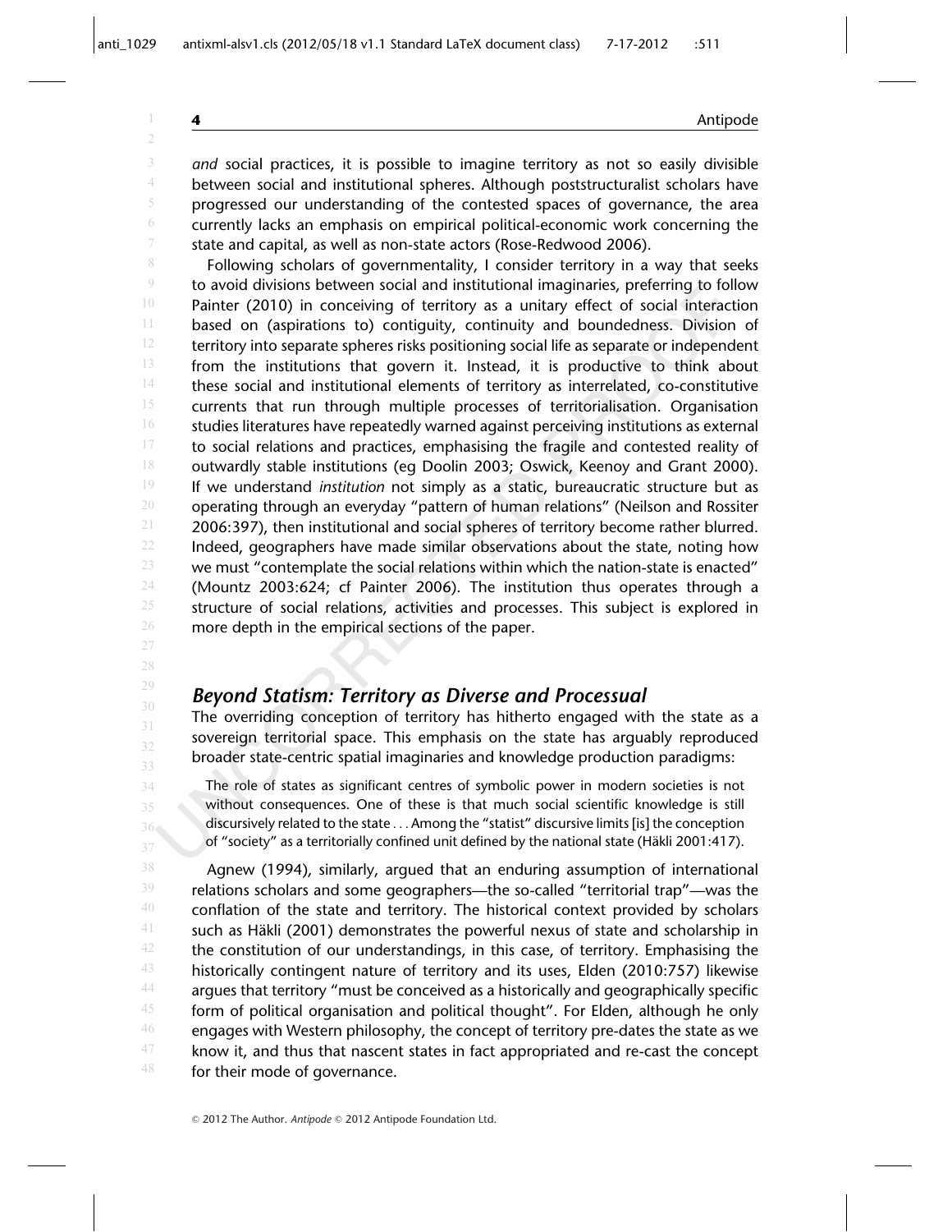*and* social practices, it is possible to imagine territory as not so easily divisible between social and institutional spheres. Although poststructuralist scholars have progressed our understanding of the contested spaces of governance, the area currently lacks an emphasis on empirical political-economic work concerning the state and capital, as well as non-state actors (Rose-Redwood 2006).

Following scholars of governmentality, I consider territory in a way that seeks to avoid divisions between social and institutional imaginaries, preferring to follow Painter (2010) in conceiving of territory as a unitary effect of social interaction based on (aspirations to) contiguity, continuity and boundedness. Division of territory into separate spheres risks positioning social life as separate or independent from the institutions that govern it. Instead, it is productive to think about these social and institutional elements of territory as interrelated, co-constitutive currents that run through multiple processes of territorialisation. Organisation studies literatures have repeatedly warned against perceiving institutions as external to social relations and practices, emphasising the fragile and contested reality of outwardly stable institutions (eg Doolin 2003; Oswick, Keenoy and Grant 2000). If we understand *institution* not simply as a static, bureaucratic structure but as operating through an everyday "pattern of human relations" (Neilson and Rossiter 2006:397), then institutional and social spheres of territory become rather blurred. Indeed, geographers have made similar observations about the state, noting how we must "contemplate the social relations within which the nation-state is enacted" (Mountz 2003:624; cf Painter 2006). The institution thus operates through a structure of social relations, activities and processes. This subject is explored in more depth in the empirical sections of the paper.

## *Beyond Statism: Territory as Diverse and Processual*

The overriding conception of territory has hitherto engaged with the state as a sovereign territorial space. This emphasis on the state has arguably reproduced broader state-centric spatial imaginaries and knowledge production paradigms:

> The role of states as significant centres of symbolic power in modern societies is not without consequences. One of these is that much social scientific knowledge is still discursively related to the state . . . Among the "statist" discursive limits [is] the conception of "society" as a territorially confined unit defined by the national state (Häkli 2001:417).

Agnew (1994), similarly, argued that an enduring assumption of international relations scholars and some geographers—the so-called "territorial trap"—was the conflation of the state and territory. The historical context provided by scholars such as Häkli (2001) demonstrates the powerful nexus of state and scholarship in the constitution of our understandings, in this case, of territory. Emphasising the historically contingent nature of territory and its uses, Elden (2010:757) likewise argues that territory "must be conceived as a historically and geographically specific form of political organisation and political thought". For Elden, although he only engages with Western philosophy, the concept of territory pre-dates the state as we know it, and thus that nascent states in fact appropriated and re-cast the concept for their mode of governance.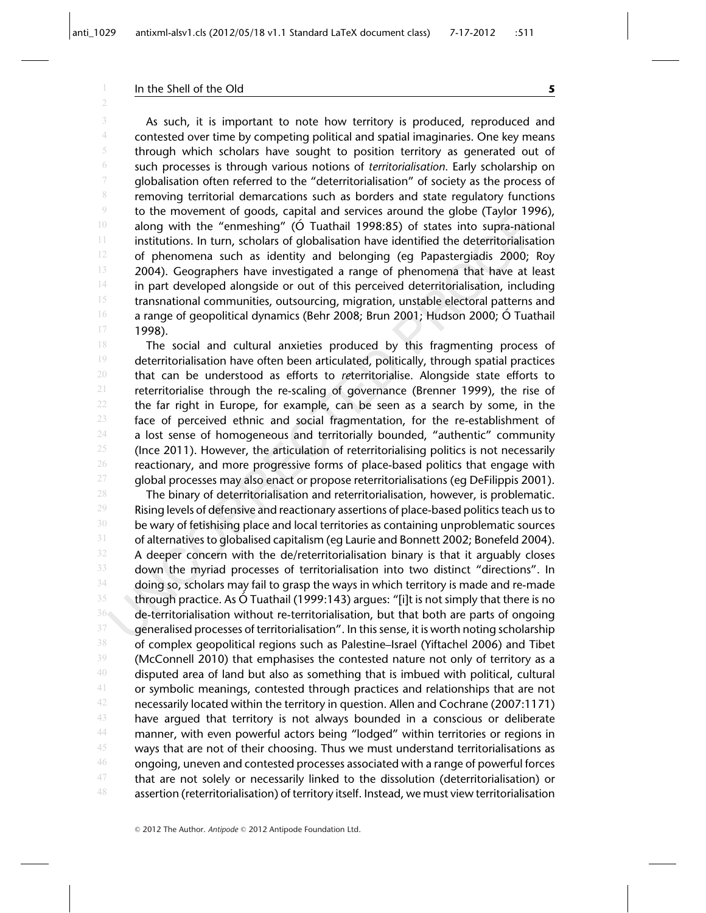As such, it is important to note how territory is produced, reproduced and contested over time by competing political and spatial imaginaries. One key means through which scholars have sought to position territory as generated out of such processes is through various notions of *territorialisation*. Early scholarship on globalisation often referred to the "deterritorialisation" of society as the process of removing territorial demarcations such as borders and state regulatory functions to the movement of goods, capital and services around the globe (Taylor 1996), along with the "enmeshing" (Ó Tuathail 1998:85) of states into supra-national institutions. In turn, scholars of globalisation have identified the deterritorialisation of phenomena such as identity and belonging (eg Papastergiadis 2000; Roy 2004). Geographers have investigated a range of phenomena that have at least in part developed alongside or out of this perceived deterritorialisation, including transnational communities, outsourcing, migration, unstable electoral patterns and a range of geopolitical dynamics (Behr 2008; Brun 2001; Hudson 2000; Ó Tuathail 1998).

The social and cultural anxieties produced by this fragmenting process of deterritorialisation have often been articulated, politically, through spatial practices that can be understood as efforts to *re*territorialise. Alongside state efforts to reterritorialise through the re-scaling of governance (Brenner 1999), the rise of the far right in Europe, for example, can be seen as a search by some, in the face of perceived ethnic and social fragmentation, for the re-establishment of a lost sense of homogeneous and territorially bounded, "authentic" community (Ince 2011). However, the articulation of reterritorialising politics is not necessarily reactionary, and more progressive forms of place-based politics that engage with global processes may also enact or propose reterritorialisations (eg DeFilippis 2001).

The binary of deterritorialisation and reterritorialisation, however, is problematic. Rising levels of defensive and reactionary assertions of place-based politics teach us to be wary of fetishising place and local territories as containing unproblematic sources of alternatives to globalised capitalism (eg Laurie and Bonnett 2002; Bonefeld 2004). A deeper concern with the de/reterritorialisation binary is that it arguably closes down the myriad processes of territorialisation into two distinct "directions". In doing so, scholars may fail to grasp the ways in which territory is made and re-made through practice. As Ó Tuathail (1999:143) argues: "[i]t is not simply that there is no de-territorialisation without re-territorialisation, but that both are parts of ongoing generalised processes of territorialisation". In this sense, it is worth noting scholarship of complex geopolitical regions such as Palestine–Israel (Yiftachel 2006) and Tibet (McConnell 2010) that emphasises the contested nature not only of territory as a disputed area of land but also as something that is imbued with political, cultural or symbolic meanings, contested through practices and relationships that are not necessarily located within the territory in question. Allen and Cochrane (2007:1171) have argued that territory is not always bounded in a conscious or deliberate manner, with even powerful actors being "lodged" within territories or regions in ways that are not of their choosing. Thus we must understand territorialisations as ongoing, uneven and contested processes associated with a range of powerful forces that are not solely or necessarily linked to the dissolution (deterritorialisation) or assertion (reterritorialisation) of territory itself. Instead, we must view territorialisation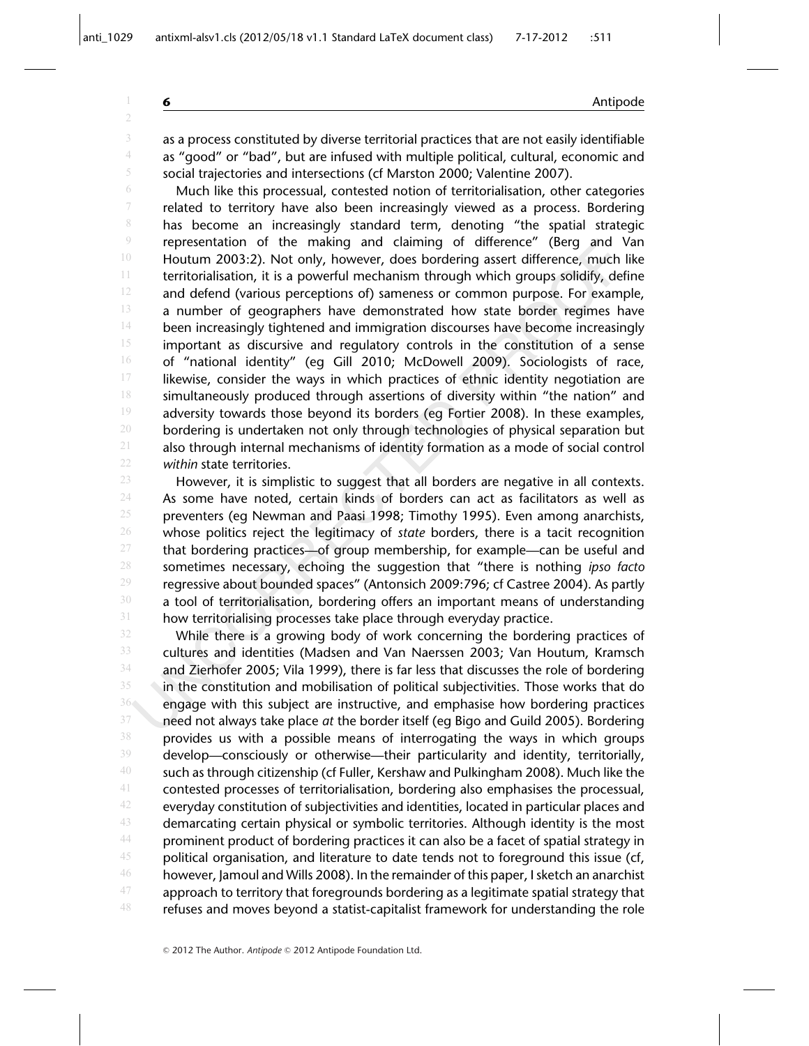as a process constituted by diverse territorial practices that are not easily identifiable as "good" or "bad", but are infused with multiple political, cultural, economic and social trajectories and intersections (cf Marston 2000; Valentine 2007).

Much like this processual, contested notion of territorialisation, other categories related to territory have also been increasingly viewed as a process. Bordering has become an increasingly standard term, denoting "the spatial strategic representation of the making and claiming of difference" (Berg and Van Houtum 2003:2). Not only, however, does bordering assert difference, much like territorialisation, it is a powerful mechanism through which groups solidify, define and defend (various perceptions of) sameness or common purpose. For example, a number of geographers have demonstrated how state border regimes have been increasingly tightened and immigration discourses have become increasingly important as discursive and regulatory controls in the constitution of a sense of "national identity" (eg Gill 2010; McDowell 2009). Sociologists of race, likewise, consider the ways in which practices of ethnic identity negotiation are simultaneously produced through assertions of diversity within "the nation" and adversity towards those beyond its borders (eg Fortier 2008). In these examples, bordering is undertaken not only through technologies of physical separation but also through internal mechanisms of identity formation as a mode of social control *within* state territories.

However, it is simplistic to suggest that all borders are negative in all contexts. As some have noted, certain kinds of borders can act as facilitators as well as preventers (eg Newman and Paasi 1998; Timothy 1995). Even among anarchists, whose politics reject the legitimacy of *state* borders, there is a tacit recognition that bordering practices—of group membership, for example—can be useful and sometimes necessary, echoing the suggestion that "there is nothing *ipso facto* regressive about bounded spaces" (Antonsich 2009:796; cf Castree 2004). As partly a tool of territorialisation, bordering offers an important means of understanding how territorialising processes take place through everyday practice.

While there is a growing body of work concerning the bordering practices of cultures and identities (Madsen and Van Naerssen 2003; Van Houtum, Kramsch and Zierhofer 2005; Vila 1999), there is far less that discusses the role of bordering in the constitution and mobilisation of political subjectivities. Those works that do engage with this subject are instructive, and emphasise how bordering practices need not always take place *at* the border itself (eg Bigo and Guild 2005). Bordering provides us with a possible means of interrogating the ways in which groups develop—consciously or otherwise—their particularity and identity, territorially, such as through citizenship (cf Fuller, Kershaw and Pulkingham 2008). Much like the contested processes of territorialisation, bordering also emphasises the processual, everyday constitution of subjectivities and identities, located in particular places and demarcating certain physical or symbolic territories. Although identity is the most prominent product of bordering practices it can also be a facet of spatial strategy in political organisation, and literature to date tends not to foreground this issue (cf, however, Jamoul and Wills 2008). In the remainder of this paper, I sketch an anarchist approach to territory that foregrounds bordering as a legitimate spatial strategy that refuses and moves beyond a statist-capitalist framework for understanding the role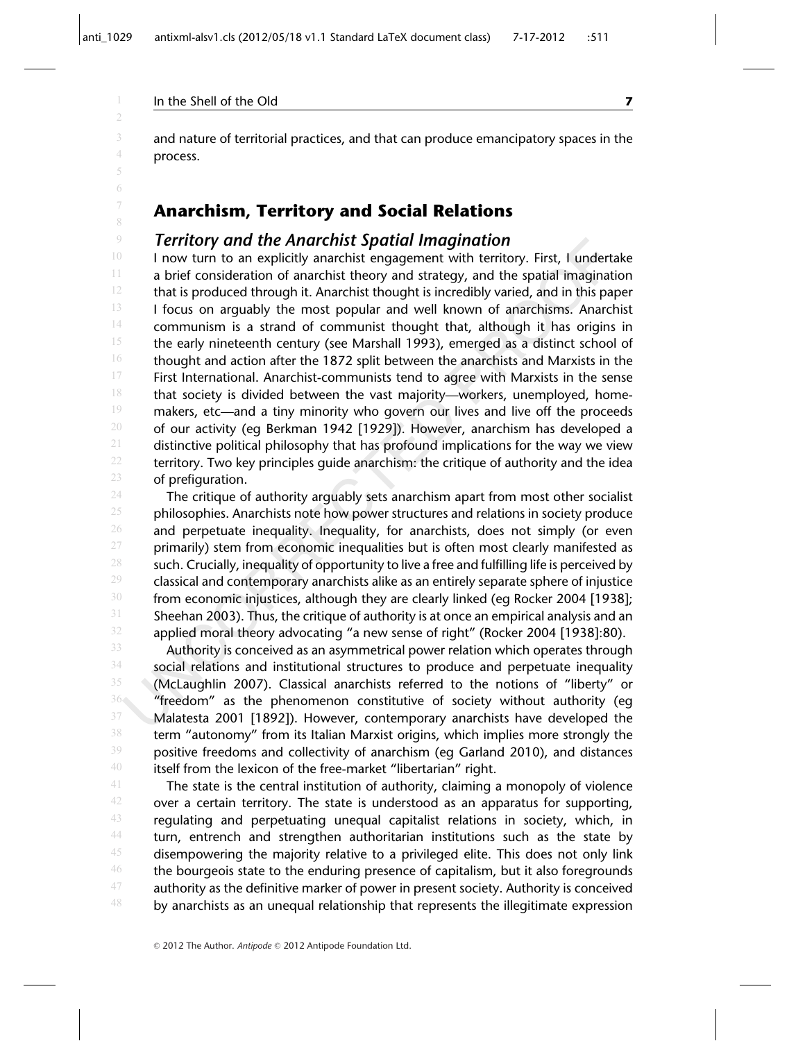and nature of territorial practices, and that can produce emancipatory spaces in the process.

## Anarchism, Territory and Social Relations

### *Territory and the Anarchist Spatial Imagination*

I now turn to an explicitly anarchist engagement with territory. First, I undertake a brief consideration of anarchist theory and strategy, and the spatial imagination that is produced through it. Anarchist thought is incredibly varied, and in this paper I focus on arguably the most popular and well known of anarchisms. Anarchist communism is a strand of communist thought that, although it has origins in the early nineteenth century (see Marshall 1993), emerged as a distinct school of thought and action after the 1872 split between the anarchists and Marxists in the First International. Anarchist-communists tend to agree with Marxists in the sense that society is divided between the vast majority—workers, unemployed, homemakers, etc—and a tiny minority who govern our lives and live off the proceeds of our activity (eg Berkman 1942 [1929]). However, anarchism has developed a distinctive political philosophy that has profound implications for the way we view territory. Two key principles guide anarchism: the critique of authority and the idea of prefiguration.

The critique of authority arguably sets anarchism apart from most other socialist philosophies. Anarchists note how power structures and relations in society produce and perpetuate inequality. Inequality, for anarchists, does not simply (or even primarily) stem from economic inequalities but is often most clearly manifested as such. Crucially, inequality of opportunity to live a free and fulfilling life is perceived by classical and contemporary anarchists alike as an entirely separate sphere of injustice from economic injustices, although they are clearly linked (eg Rocker 2004 [1938]; Sheehan 2003). Thus, the critique of authority is at once an empirical analysis and an applied moral theory advocating "a new sense of right" (Rocker 2004 [1938]:80).

Authority is conceived as an asymmetrical power relation which operates through social relations and institutional structures to produce and perpetuate inequality (McLaughlin 2007). Classical anarchists referred to the notions of "liberty" or "freedom" as the phenomenon constitutive of society without authority (eg Malatesta 2001 [1892]). However, contemporary anarchists have developed the term "autonomy" from its Italian Marxist origins, which implies more strongly the positive freedoms and collectivity of anarchism (eg Garland 2010), and distances itself from the lexicon of the free-market "libertarian" right.

The state is the central institution of authority, claiming a monopoly of violence over a certain territory. The state is understood as an apparatus for supporting, regulating and perpetuating unequal capitalist relations in society, which, in turn, entrench and strengthen authoritarian institutions such as the state by disempowering the majority relative to a privileged elite. This does not only link the bourgeois state to the enduring presence of capitalism, but it also foregrounds authority as the definitive marker of power in present society. Authority is conceived by anarchists as an unequal relationship that represents the illegitimate expression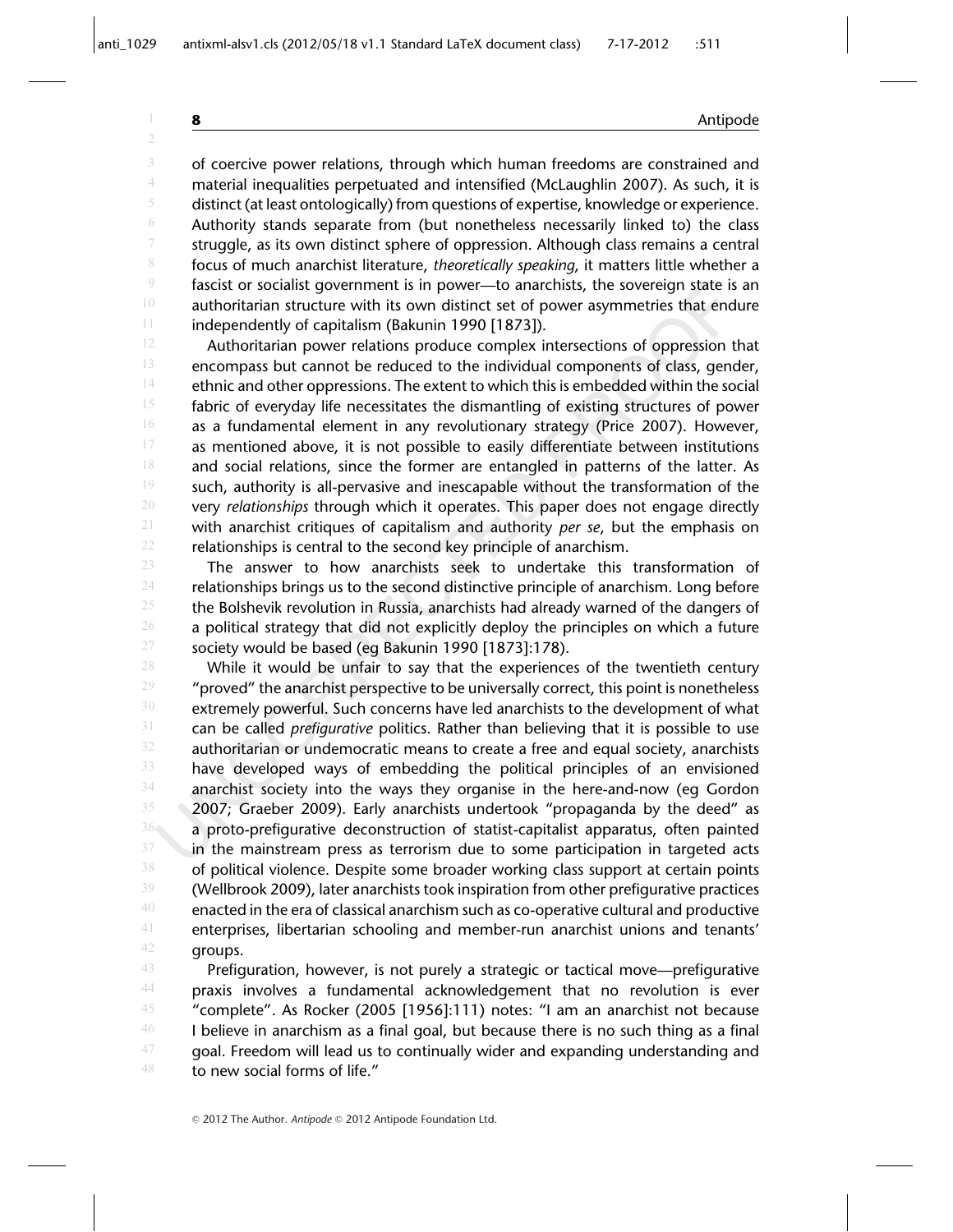of coercive power relations, through which human freedoms are constrained and material inequalities perpetuated and intensified (McLaughlin 2007). As such, it is distinct (at least ontologically) from questions of expertise, knowledge or experience. Authority stands separate from (but nonetheless necessarily linked to) the class struggle, as its own distinct sphere of oppression. Although class remains a central focus of much anarchist literature, *theoretically speaking*, it matters little whether a fascist or socialist government is in power—to anarchists, the sovereign state is an authoritarian structure with its own distinct set of power asymmetries that endure independently of capitalism (Bakunin 1990 [1873]).

Authoritarian power relations produce complex intersections of oppression that encompass but cannot be reduced to the individual components of class, gender, ethnic and other oppressions. The extent to which this is embedded within the social fabric of everyday life necessitates the dismantling of existing structures of power as a fundamental element in any revolutionary strategy (Price 2007). However, as mentioned above, it is not possible to easily differentiate between institutions and social relations, since the former are entangled in patterns of the latter. As such, authority is all-pervasive and inescapable without the transformation of the very *relationships* through which it operates. This paper does not engage directly with anarchist critiques of capitalism and authority *per se*, but the emphasis on relationships is central to the second key principle of anarchism.

The answer to how anarchists seek to undertake this transformation of relationships brings us to the second distinctive principle of anarchism. Long before the Bolshevik revolution in Russia, anarchists had already warned of the dangers of a political strategy that did not explicitly deploy the principles on which a future society would be based (eg Bakunin 1990 [1873]:178).

While it would be unfair to say that the experiences of the twentieth century "proved" the anarchist perspective to be universally correct, this point is nonetheless extremely powerful. Such concerns have led anarchists to the development of what can be called *prefigurative* politics. Rather than believing that it is possible to use authoritarian or undemocratic means to create a free and equal society, anarchists have developed ways of embedding the political principles of an envisioned anarchist society into the ways they organise in the here-and-now (eg Gordon 2007; Graeber 2009). Early anarchists undertook "propaganda by the deed" as a proto-prefigurative deconstruction of statist-capitalist apparatus, often painted in the mainstream press as terrorism due to some participation in targeted acts of political violence. Despite some broader working class support at certain points (Wellbrook 2009), later anarchists took inspiration from other prefigurative practices enacted in the era of classical anarchism such as co-operative cultural and productive enterprises, libertarian schooling and member-run anarchist unions and tenants' groups.

Prefiguration, however, is not purely a strategic or tactical move—prefigurative praxis involves a fundamental acknowledgement that no revolution is ever "complete". As Rocker (2005 [1956]:111) notes: "I am an anarchist not because I believe in anarchism as a final goal, but because there is no such thing as a final goal. Freedom will lead us to continually wider and expanding understanding and to new social forms of life."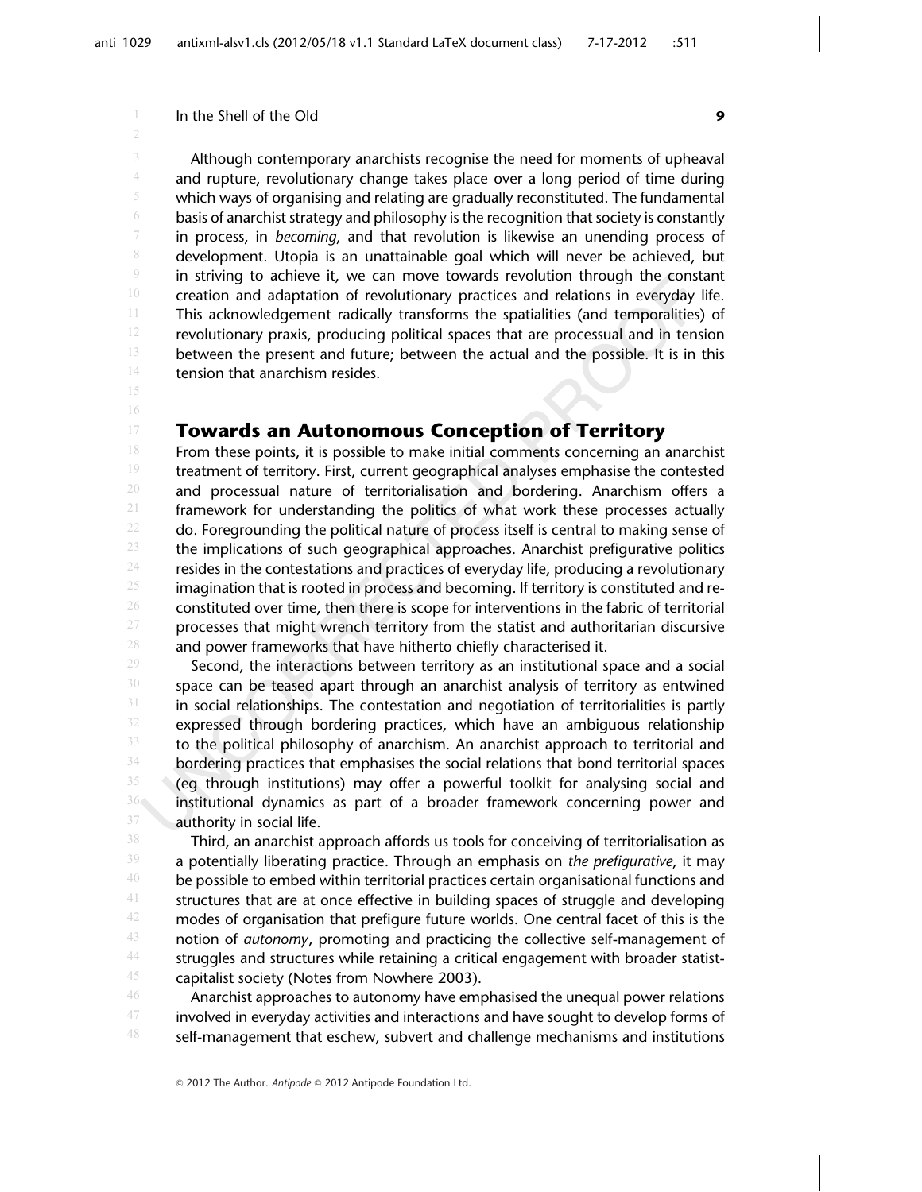Although contemporary anarchists recognise the need for moments of upheaval and rupture, revolutionary change takes place over a long period of time during which ways of organising and relating are gradually reconstituted. The fundamental basis of anarchist strategy and philosophy is the recognition that society is constantly in process, in *becoming*, and that revolution is likewise an unending process of development. Utopia is an unattainable goal which will never be achieved, but in striving to achieve it, we can move towards revolution through the constant creation and adaptation of revolutionary practices and relations in everyday life. This acknowledgement radically transforms the spatialities (and temporalities) of revolutionary praxis, producing political spaces that are processual and in tension between the present and future; between the actual and the possible. It is in this tension that anarchism resides.

## Towards an Autonomous Conception of Territory

From these points, it is possible to make initial comments concerning an anarchist treatment of territory. First, current geographical analyses emphasise the contested and processual nature of territorialisation and bordering. Anarchism offers a framework for understanding the politics of what work these processes actually do. Foregrounding the political nature of process itself is central to making sense of the implications of such geographical approaches. Anarchist prefigurative politics resides in the contestations and practices of everyday life, producing a revolutionary imagination that is rooted in process and becoming. If territory is constituted and re-constituted over time, then there is scope for interventions in the fabric of territorial processes that might wrench territory from the statist and authoritarian discursive and power frameworks that have hitherto chiefly characterised it.

Second, the interactions between territory as an institutional space and a social space can be teased apart through an anarchist analysis of territory as entwined in social relationships. The contestation and negotiation of territorialities is partly expressed through bordering practices, which have an ambiguous relationship to the political philosophy of anarchism. An anarchist approach to territorial and bordering practices that emphasises the social relations that bond territorial spaces (eg through institutions) may offer a powerful toolkit for analysing social and institutional dynamics as part of a broader framework concerning power and authority in social life.

Third, an anarchist approach affords us tools for conceiving of territorialisation as a potentially liberating practice. Through an emphasis on *the prefigurative*, it may be possible to embed within territorial practices certain organisational functions and structures that are at once effective in building spaces of struggle and developing modes of organisation that prefigure future worlds. One central facet of this is the notion of *autonomy*, promoting and practicing the collective self-management of struggles and structures while retaining a critical engagement with broader statist-capitalist society (Notes from Nowhere 2003).

Anarchist approaches to autonomy have emphasised the unequal power relations involved in everyday activities and interactions and have sought to develop forms of self-management that eschew, subvert and challenge mechanisms and institutions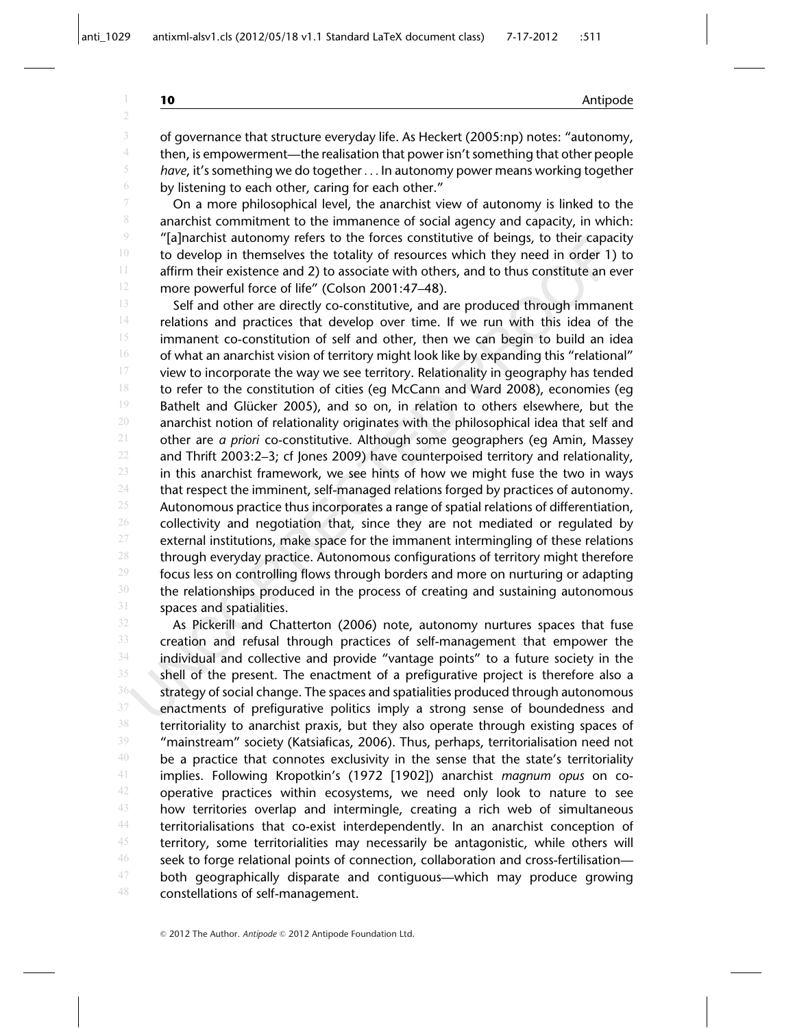of governance that structure everyday life. As Heckert (2005:np) notes: "autonomy, then, is empowerment—the realisation that power isn't something that other people *have*, it's something we do together . . . In autonomy power means working together by listening to each other, caring for each other."

On a more philosophical level, the anarchist view of autonomy is linked to the anarchist commitment to the immanence of social agency and capacity, in which: "[a]narchist autonomy refers to the forces constitutive of beings, to their capacity to develop in themselves the totality of resources which they need in order 1) to affirm their existence and 2) to associate with others, and to thus constitute an ever more powerful force of life" (Colson 2001:47–48).

Self and other are directly co-constitutive, and are produced through immanent relations and practices that develop over time. If we run with this idea of the immanent co-constitution of self and other, then we can begin to build an idea of what an anarchist vision of territory might look like by expanding this "relational" view to incorporate the way we see territory. Relationality in geography has tended to refer to the constitution of cities (eg McCann and Ward 2008), economies (eg Bathelt and Glücker 2005), and so on, in relation to others elsewhere, but the anarchist notion of relationality originates with the philosophical idea that self and other are *a priori* co-constitutive. Although some geographers (eg Amin, Massey and Thrift 2003:2–3; cf Jones 2009) have counterpoised territory and relationality, in this anarchist framework, we see hints of how we might fuse the two in ways that respect the imminent, self-managed relations forged by practices of autonomy. Autonomous practice thus incorporates a range of spatial relations of differentiation, collectivity and negotiation that, since they are not mediated or regulated by external institutions, make space for the immanent intermingling of these relations through everyday practice. Autonomous configurations of territory might therefore focus less on controlling flows through borders and more on nurturing or adapting the relationships produced in the process of creating and sustaining autonomous spaces and spatialities.

As Pickerill and Chatterton (2006) note, autonomy nurtures spaces that fuse creation and refusal through practices of self-management that empower the individual and collective and provide "vantage points" to a future society in the shell of the present. The enactment of a prefigurative project is therefore also a strategy of social change. The spaces and spatialities produced through autonomous enactments of prefigurative politics imply a strong sense of boundedness and territoriality to anarchist praxis, but they also operate through existing spaces of "mainstream" society (Katsiaficas, 2006). Thus, perhaps, territorialisation need not be a practice that connotes exclusivity in the sense that the state's territoriality implies. Following Kropotkin's (1972 [1902]) anarchist *magnum opus* on co-operative practices within ecosystems, we need only look to nature to see how territories overlap and intermingle, creating a rich web of simultaneous territorialisations that co-exist interdependently. In an anarchist conception of territory, some territorialities may necessarily be antagonistic, while others will seek to forge relational points of connection, collaboration and cross-fertilisation—both geographically disparate and contiguous—which may produce growing constellations of self-management.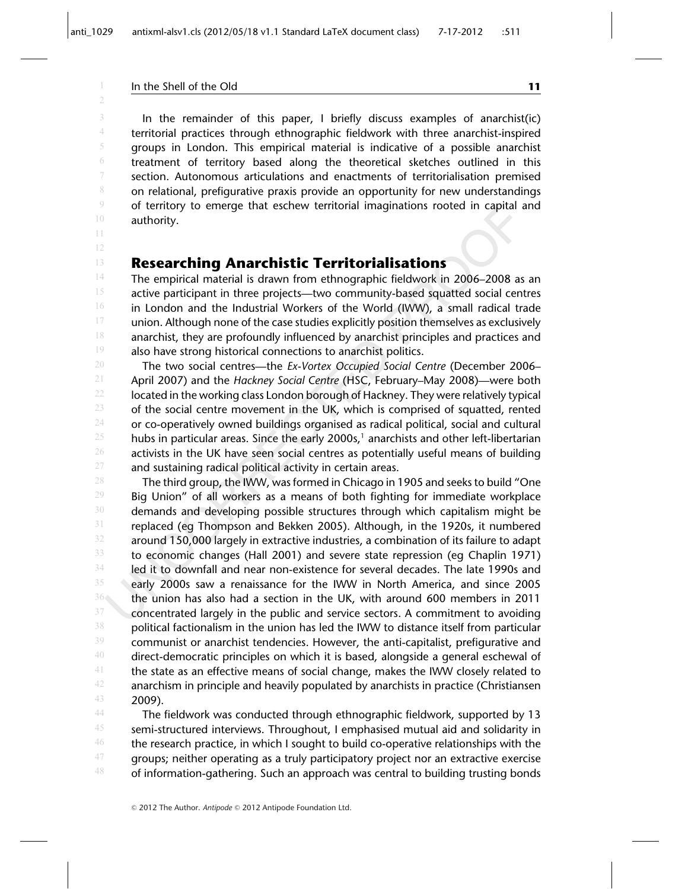In the remainder of this paper, I briefly discuss examples of anarchist(ic) territorial practices through ethnographic fieldwork with three anarchist-inspired groups in London. This empirical material is indicative of a possible anarchist treatment of territory based along the theoretical sketches outlined in this section. Autonomous articulations and enactments of territorialisation premised on relational, prefigurative praxis provide an opportunity for new understandings of territory to emerge that eschew territorial imaginations rooted in capital and authority.

## Researching Anarchistic Territorialisations

The empirical material is drawn from ethnographic fieldwork in 2006–2008 as an active participant in three projects—two community-based squatted social centres in London and the Industrial Workers of the World (IWW), a small radical trade union. Although none of the case studies explicitly position themselves as exclusively anarchist, they are profoundly influenced by anarchist principles and practices and also have strong historical connections to anarchist politics.

The two social centres—the *Ex-Vortex Occupied Social Centre* (December 2006–April 2007) and the *Hackney Social Centre* (HSC, February–May 2008)—were both located in the working class London borough of Hackney. They were relatively typical of the social centre movement in the UK, which is comprised of squatted, rented or co-operatively owned buildings organised as radical political, social and cultural hubs in particular areas. Since the early 2000s,[1] anarchists and other left-libertarian activists in the UK have seen social centres as potentially useful means of building and sustaining radical political activity in certain areas.

The third group, the IWW, was formed in Chicago in 1905 and seeks to build "One Big Union" of all workers as a means of both fighting for immediate workplace demands and developing possible structures through which capitalism might be replaced (eg Thompson and Bekken 2005). Although, in the 1920s, it numbered around 150,000 largely in extractive industries, a combination of its failure to adapt to economic changes (Hall 2001) and severe state repression (eg Chaplin 1971) led it to downfall and near non-existence for several decades. The late 1990s and early 2000s saw a renaissance for the IWW in North America, and since 2005 the union has also had a section in the UK, with around 600 members in 2011 concentrated largely in the public and service sectors. A commitment to avoiding political factionalism in the union has led the IWW to distance itself from particular communist or anarchist tendencies. However, the anti-capitalist, prefigurative and direct-democratic principles on which it is based, alongside a general eschewal of the state as an effective means of social change, makes the IWW closely related to anarchism in principle and heavily populated by anarchists in practice (Christiansen 2009).

The fieldwork was conducted through ethnographic fieldwork, supported by 13 semi-structured interviews. Throughout, I emphasised mutual aid and solidarity in the research practice, in which I sought to build co-operative relationships with the groups; neither operating as a truly participatory project nor an extractive exercise of information-gathering. Such an approach was central to building trusting bonds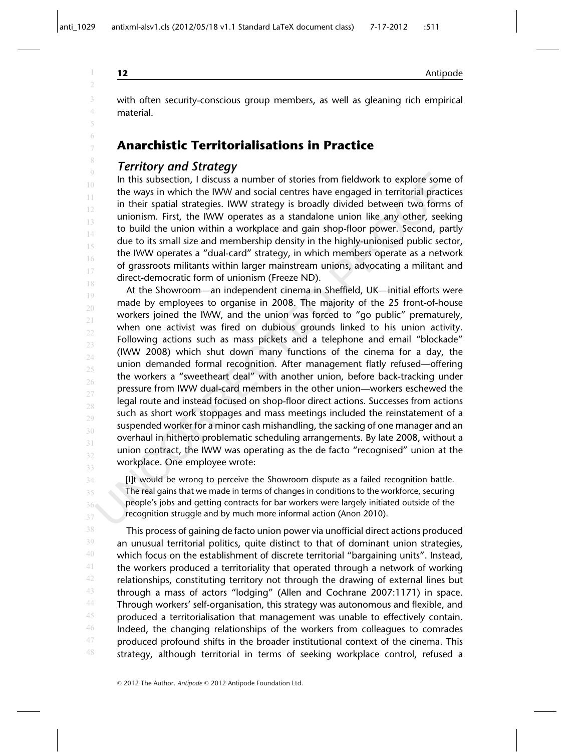with often security-conscious group members, as well as gleaning rich empirical material.

## Anarchistic Territorialisations in Practice

### *Territory and Strategy*

In this subsection, I discuss a number of stories from fieldwork to explore some of the ways in which the IWW and social centres have engaged in territorial practices in their spatial strategies. IWW strategy is broadly divided between two forms of unionism. First, the IWW operates as a standalone union like any other, seeking to build the union within a workplace and gain shop-floor power. Second, partly due to its small size and membership density in the highly-unionised public sector, the IWW operates a "dual-card" strategy, in which members operate as a network of grassroots militants within larger mainstream unions, advocating a militant and direct-democratic form of unionism (Freeze ND).

At the Showroom—an independent cinema in Sheffield, UK—initial efforts were made by employees to organise in 2008. The majority of the 25 front-of-house workers joined the IWW, and the union was forced to "go public" prematurely, when one activist was fired on dubious grounds linked to his union activity. Following actions such as mass pickets and a telephone and email "blockade" (IWW 2008) which shut down many functions of the cinema for a day, the union demanded formal recognition. After management flatly refused—offering the workers a "sweetheart deal" with another union, before back-tracking under pressure from IWW dual-card members in the other union—workers eschewed the legal route and instead focused on shop-floor direct actions. Successes from actions such as short work stoppages and mass meetings included the reinstatement of a suspended worker for a minor cash mishandling, the sacking of one manager and an overhaul in hitherto problematic scheduling arrangements. By late 2008, without a union contract, the IWW was operating as the de facto "recognised" union at the workplace. One employee wrote:

> [I]t would be wrong to perceive the Showroom dispute as a failed recognition battle. The real gains that we made in terms of changes in conditions to the workforce, securing people's jobs and getting contracts for bar workers were largely initiated outside of the recognition struggle and by much more informal action (Anon 2010).

This process of gaining de facto union power via unofficial direct actions produced an unusual territorial politics, quite distinct to that of dominant union strategies, which focus on the establishment of discrete territorial "bargaining units". Instead, the workers produced a territoriality that operated through a network of working relationships, constituting territory not through the drawing of external lines but through a mass of actors "lodging" (Allen and Cochrane 2007:1171) in space. Through workers' self-organisation, this strategy was autonomous and flexible, and produced a territorialisation that management was unable to effectively contain. Indeed, the changing relationships of the workers from colleagues to comrades produced profound shifts in the broader institutional context of the cinema. This strategy, although territorial in terms of seeking workplace control, refused a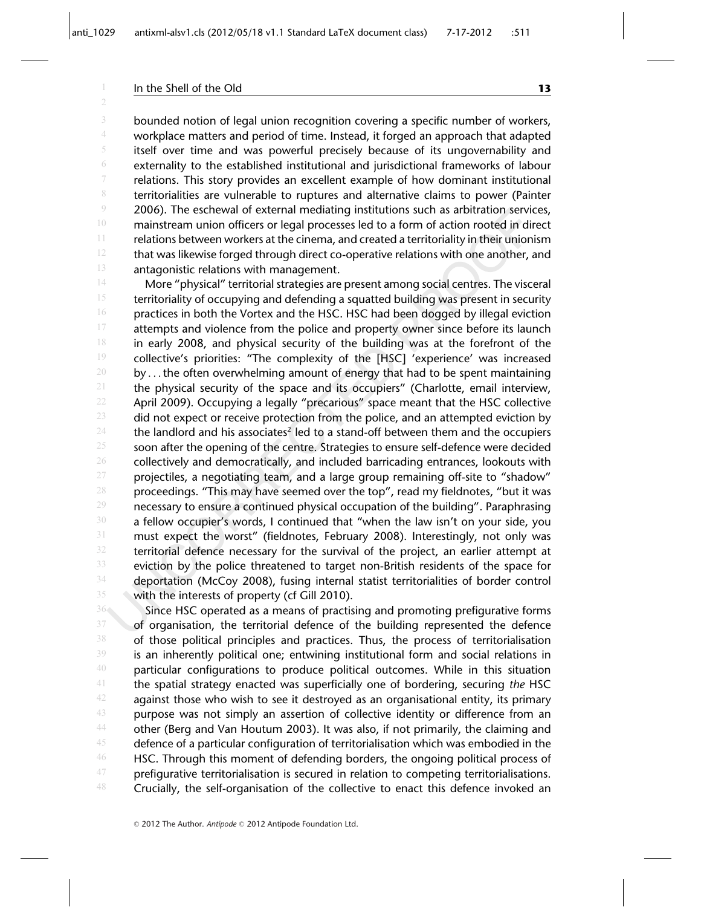bounded notion of legal union recognition covering a specific number of workers, workplace matters and period of time. Instead, it forged an approach that adapted itself over time and was powerful precisely because of its ungovernability and externality to the established institutional and jurisdictional frameworks of labour relations. This story provides an excellent example of how dominant institutional territorialities are vulnerable to ruptures and alternative claims to power (Painter 2006). The eschewal of external mediating institutions such as arbitration services, mainstream union officers or legal processes led to a form of action rooted in direct relations between workers at the cinema, and created a territoriality in their unionism that was likewise forged through direct co-operative relations with one another, and antagonistic relations with management.

More "physical" territorial strategies are present among social centres. The visceral territoriality of occupying and defending a squatted building was present in security practices in both the Vortex and the HSC. HSC had been dogged by illegal eviction attempts and violence from the police and property owner since before its launch in early 2008, and physical security of the building was at the forefront of the collective's priorities: "The complexity of the [HSC] 'experience' was increased by . . . the often overwhelming amount of energy that had to be spent maintaining the physical security of the space and its occupiers" (Charlotte, email interview, April 2009). Occupying a legally "precarious" space meant that the HSC collective did not expect or receive protection from the police, and an attempted eviction by the landlord and his associates[2] led to a stand-off between them and the occupiers soon after the opening of the centre. Strategies to ensure self-defence were decided collectively and democratically, and included barricading entrances, lookouts with projectiles, a negotiating team, and a large group remaining off-site to "shadow" proceedings. "This may have seemed over the top", read my fieldnotes, "but it was necessary to ensure a continued physical occupation of the building". Paraphrasing a fellow occupier's words, I continued that "when the law isn't on your side, you must expect the worst" (fieldnotes, February 2008). Interestingly, not only was territorial defence necessary for the survival of the project, an earlier attempt at eviction by the police threatened to target non-British residents of the space for deportation (McCoy 2008), fusing internal statist territorialities of border control with the interests of property (cf Gill 2010).

Since HSC operated as a means of practising and promoting prefigurative forms of organisation, the territorial defence of the building represented the defence of those political principles and practices. Thus, the process of territorialisation is an inherently political one; entwining institutional form and social relations in particular configurations to produce political outcomes. While in this situation the spatial strategy enacted was superficially one of bordering, securing *the* HSC against those who wish to see it destroyed as an organisational entity, its primary purpose was not simply an assertion of collective identity or difference from an other (Berg and Van Houtum 2003). It was also, if not primarily, the claiming and defence of a particular configuration of territorialisation which was embodied in the HSC. Through this moment of defending borders, the ongoing political process of prefigurative territorialisation is secured in relation to competing territorialisations. Crucially, the self-organisation of the collective to enact this defence invoked an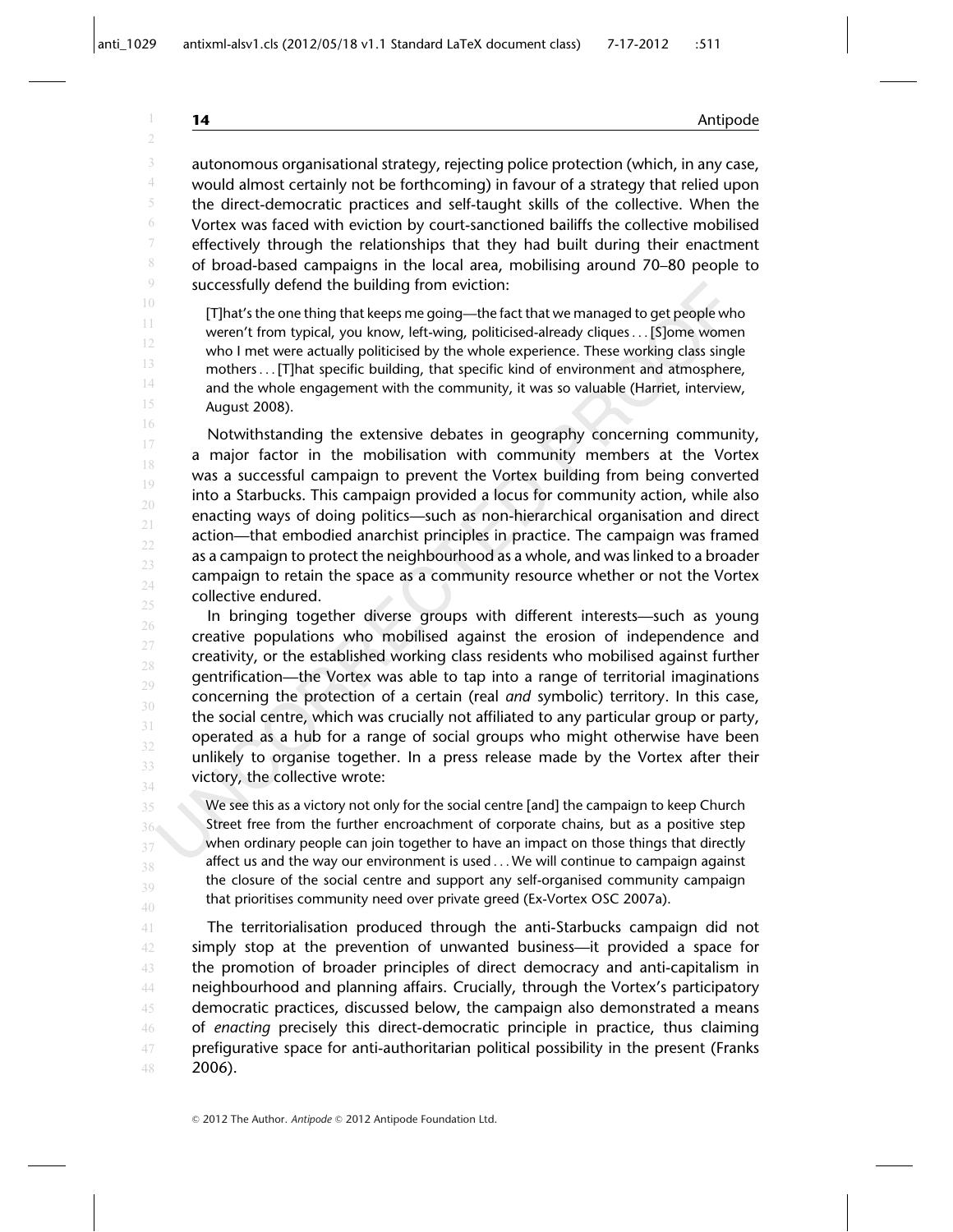autonomous organisational strategy, rejecting police protection (which, in any case, would almost certainly not be forthcoming) in favour of a strategy that relied upon the direct-democratic practices and self-taught skills of the collective. When the Vortex was faced with eviction by court-sanctioned bailiffs the collective mobilised effectively through the relationships that they had built during their enactment of broad-based campaigns in the local area, mobilising around 70–80 people to successfully defend the building from eviction:

> [T]hat's the one thing that keeps me going—the fact that we managed to get people who weren't from typical, you know, left-wing, politicised-already cliques . . . [S]ome women who I met were actually politicised by the whole experience. These working class single mothers . . . [T]hat specific building, that specific kind of environment and atmosphere, and the whole engagement with the community, it was so valuable (Harriet, interview, August 2008).

Notwithstanding the extensive debates in geography concerning community, a major factor in the mobilisation with community members at the Vortex was a successful campaign to prevent the Vortex building from being converted into a Starbucks. This campaign provided a locus for community action, while also enacting ways of doing politics—such as non-hierarchical organisation and direct action—that embodied anarchist principles in practice. The campaign was framed as a campaign to protect the neighbourhood as a whole, and was linked to a broader campaign to retain the space as a community resource whether or not the Vortex collective endured.

In bringing together diverse groups with different interests—such as young creative populations who mobilised against the erosion of independence and creativity, or the established working class residents who mobilised against further gentrification—the Vortex was able to tap into a range of territorial imaginations concerning the protection of a certain (real *and* symbolic) territory. In this case, the social centre, which was crucially not affiliated to any particular group or party, operated as a hub for a range of social groups who might otherwise have been unlikely to organise together. In a press release made by the Vortex after their victory, the collective wrote:

> We see this as a victory not only for the social centre [and] the campaign to keep Church Street free from the further encroachment of corporate chains, but as a positive step when ordinary people can join together to have an impact on those things that directly affect us and the way our environment is used . . . We will continue to campaign against the closure of the social centre and support any self-organised community campaign that prioritises community need over private greed (Ex-Vortex OSC 2007a).

The territorialisation produced through the anti-Starbucks campaign did not simply stop at the prevention of unwanted business—it provided a space for the promotion of broader principles of direct democracy and anti-capitalism in neighbourhood and planning affairs. Crucially, through the Vortex's participatory democratic practices, discussed below, the campaign also demonstrated a means of *enacting* precisely this direct-democratic principle in practice, thus claiming prefigurative space for anti-authoritarian political possibility in the present (Franks 2006).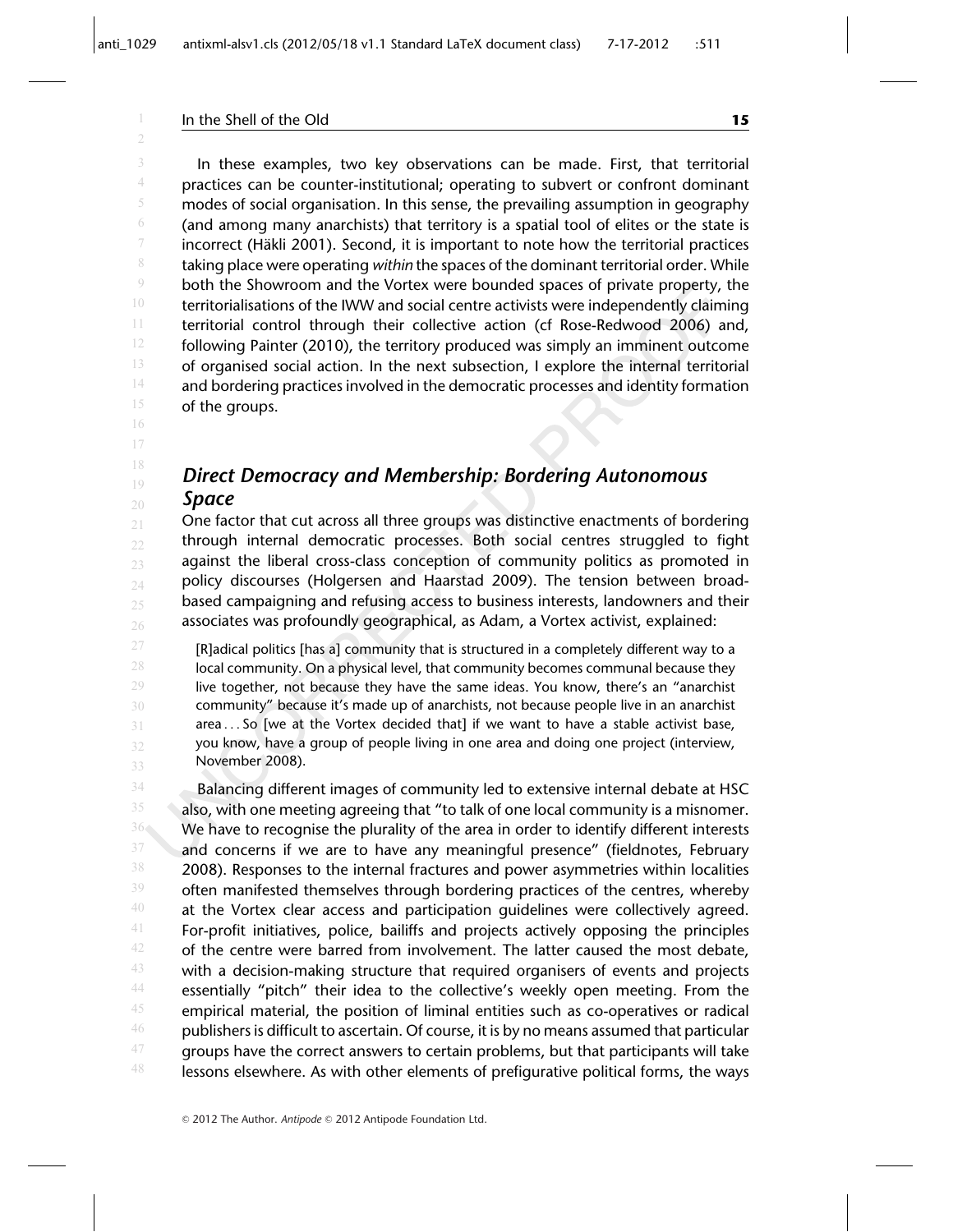In these examples, two key observations can be made. First, that territorial practices can be counter-institutional; operating to subvert or confront dominant modes of social organisation. In this sense, the prevailing assumption in geography (and among many anarchists) that territory is a spatial tool of elites or the state is incorrect (Häkli 2001). Second, it is important to note how the territorial practices taking place were operating *within* the spaces of the dominant territorial order. While both the Showroom and the Vortex were bounded spaces of private property, the territorialisations of the IWW and social centre activists were independently claiming territorial control through their collective action (cf Rose-Redwood 2006) and, following Painter (2010), the territory produced was simply an imminent outcome of organised social action. In the next subsection, I explore the internal territorial and bordering practices involved in the democratic processes and identity formation of the groups.

### *Direct Democracy and Membership: Bordering Autonomous Space*

One factor that cut across all three groups was distinctive enactments of bordering through internal democratic processes. Both social centres struggled to fight against the liberal cross-class conception of community politics as promoted in policy discourses (Holgersen and Haarstad 2009). The tension between broad-based campaigning and refusing access to business interests, landowners and their associates was profoundly geographical, as Adam, a Vortex activist, explained:

> [R]adical politics [has a] community that is structured in a completely different way to a local community. On a physical level, that community becomes communal because they live together, not because they have the same ideas. You know, there's an "anarchist community" because it's made up of anarchists, not because people live in an anarchist area . . . So [we at the Vortex decided that] if we want to have a stable activist base, you know, have a group of people living in one area and doing one project (interview, November 2008).

Balancing different images of community led to extensive internal debate at HSC also, with one meeting agreeing that "to talk of one local community is a misnomer. We have to recognise the plurality of the area in order to identify different interests and concerns if we are to have any meaningful presence" (fieldnotes, February 2008). Responses to the internal fractures and power asymmetries within localities often manifested themselves through bordering practices of the centres, whereby at the Vortex clear access and participation guidelines were collectively agreed. For-profit initiatives, police, bailiffs and projects actively opposing the principles of the centre were barred from involvement. The latter caused the most debate, with a decision-making structure that required organisers of events and projects essentially "pitch" their idea to the collective's weekly open meeting. From the empirical material, the position of liminal entities such as co-operatives or radical publishers is difficult to ascertain. Of course, it is by no means assumed that particular groups have the correct answers to certain problems, but that participants will take lessons elsewhere. As with other elements of prefigurative political forms, the ways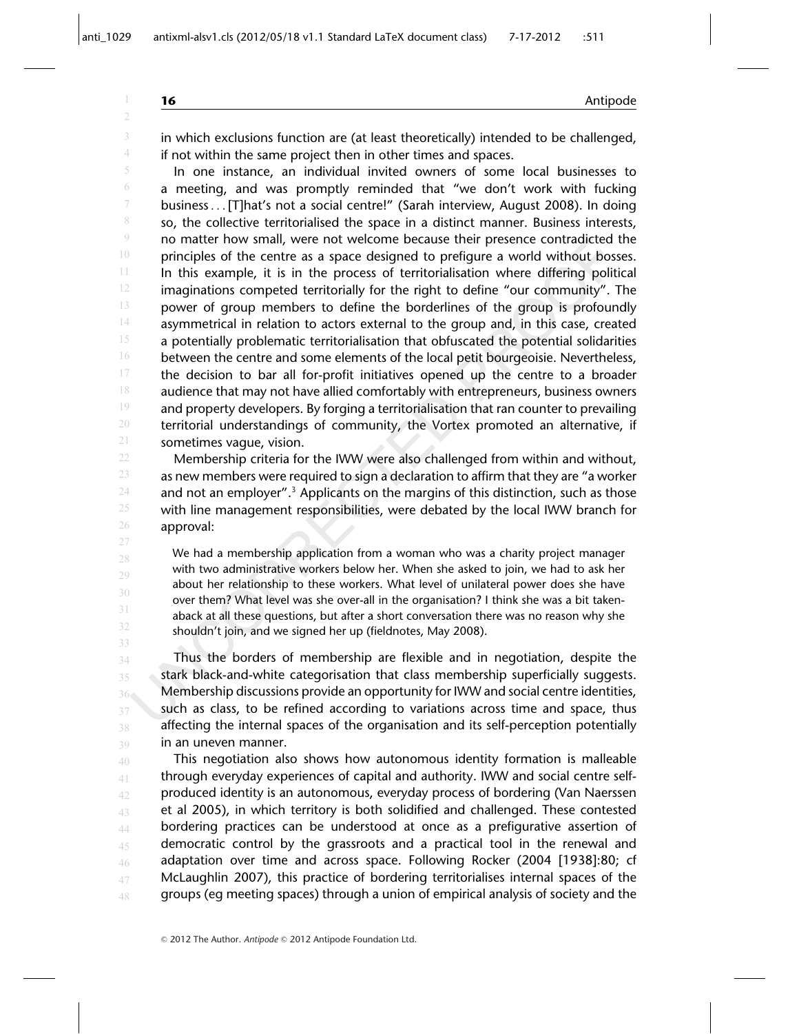in which exclusions function are (at least theoretically) intended to be challenged, if not within the same project then in other times and spaces.

In one instance, an individual invited owners of some local businesses to a meeting, and was promptly reminded that "we don't work with fucking business . . . [T]hat's not a social centre!" (Sarah interview, August 2008). In doing so, the collective territorialised the space in a distinct manner. Business interests, no matter how small, were not welcome because their presence contradicted the principles of the centre as a space designed to prefigure a world without bosses. In this example, it is in the process of territorialisation where differing political imaginations competed territorially for the right to define "our community". The power of group members to define the borderlines of the group is profoundly asymmetrical in relation to actors external to the group and, in this case, created a potentially problematic territorialisation that obfuscated the potential solidarities between the centre and some elements of the local petit bourgeoisie. Nevertheless, the decision to bar all for-profit initiatives opened up the centre to a broader audience that may not have allied comfortably with entrepreneurs, business owners and property developers. By forging a territorialisation that ran counter to prevailing territorial understandings of community, the Vortex promoted an alternative, if sometimes vague, vision.

Membership criteria for the IWW were also challenged from within and without, as new members were required to sign a declaration to affirm that they are "a worker and not an employer".[3] Applicants on the margins of this distinction, such as those with line management responsibilities, were debated by the local IWW branch for approval:

> We had a membership application from a woman who was a charity project manager with two administrative workers below her. When she asked to join, we had to ask her about her relationship to these workers. What level of unilateral power does she have over them? What level was she over-all in the organisation? I think she was a bit taken-aback at all these questions, but after a short conversation there was no reason why she shouldn't join, and we signed her up (fieldnotes, May 2008).

Thus the borders of membership are flexible and in negotiation, despite the stark black-and-white categorisation that class membership superficially suggests. Membership discussions provide an opportunity for IWW and social centre identities, such as class, to be refined according to variations across time and space, thus affecting the internal spaces of the organisation and its self-perception potentially in an uneven manner.

This negotiation also shows how autonomous identity formation is malleable through everyday experiences of capital and authority. IWW and social centre self-produced identity is an autonomous, everyday process of bordering (Van Naerssen et al 2005), in which territory is both solidified and challenged. These contested bordering practices can be understood at once as a prefigurative assertion of democratic control by the grassroots and a practical tool in the renewal and adaptation over time and across space. Following Rocker (2004 [1938]:80; cf McLaughlin 2007), this practice of bordering territorialises internal spaces of the groups (eg meeting spaces) through a union of empirical analysis of society and the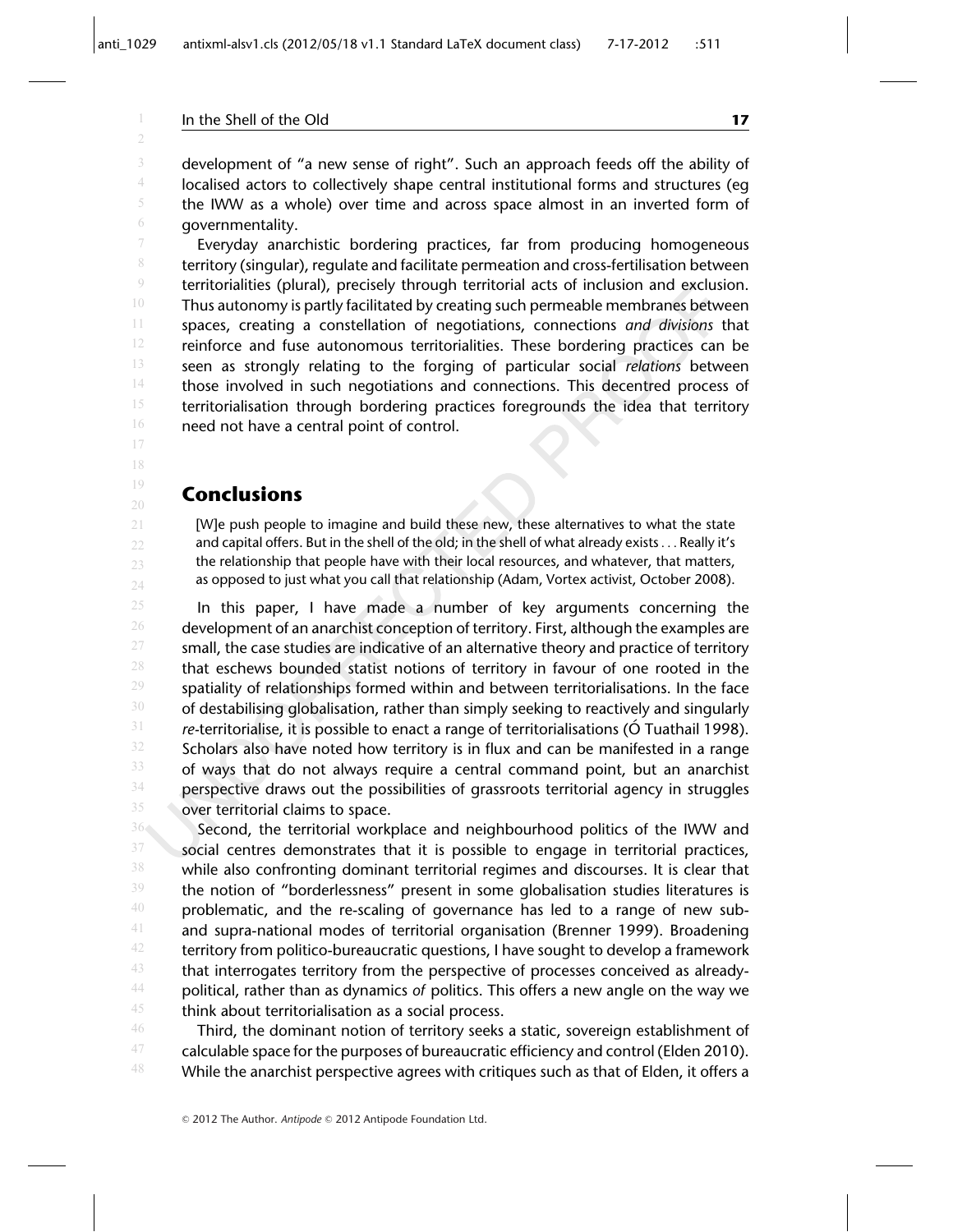development of "a new sense of right". Such an approach feeds off the ability of localised actors to collectively shape central institutional forms and structures (eg the IWW as a whole) over time and across space almost in an inverted form of governmentality.

Everyday anarchistic bordering practices, far from producing homogeneous territory (singular), regulate and facilitate permeation and cross-fertilisation between territorialities (plural), precisely through territorial acts of inclusion and exclusion. Thus autonomy is partly facilitated by creating such permeable membranes between spaces, creating a constellation of negotiations, connections *and divisions* that reinforce and fuse autonomous territorialities. These bordering practices can be seen as strongly relating to the forging of particular social *relations* between those involved in such negotiations and connections. This decentred process of territorialisation through bordering practices foregrounds the idea that territory need not have a central point of control.

## Conclusions

> [W]e push people to imagine and build these new, these alternatives to what the state and capital offers. But in the shell of the old; in the shell of what already exists . . . Really it's the relationship that people have with their local resources, and whatever, that matters, as opposed to just what you call that relationship (Adam, Vortex activist, October 2008).

In this paper, I have made a number of key arguments concerning the development of an anarchist conception of territory. First, although the examples are small, the case studies are indicative of an alternative theory and practice of territory that eschews bounded statist notions of territory in favour of one rooted in the spatiality of relationships formed within and between territorialisations. In the face of destabilising globalisation, rather than simply seeking to reactively and singularly *re*-territorialise, it is possible to enact a range of territorialisations (Ó Tuathail 1998). Scholars also have noted how territory is in flux and can be manifested in a range of ways that do not always require a central command point, but an anarchist perspective draws out the possibilities of grassroots territorial agency in struggles over territorial claims to space.

Second, the territorial workplace and neighbourhood politics of the IWW and social centres demonstrates that it is possible to engage in territorial practices, while also confronting dominant territorial regimes and discourses. It is clear that the notion of "borderlessness" present in some globalisation studies literatures is problematic, and the re-scaling of governance has led to a range of new sub- and supra-national modes of territorial organisation (Brenner 1999). Broadening territory from politico-bureaucratic questions, I have sought to develop a framework that interrogates territory from the perspective of processes conceived as already-political, rather than as dynamics *of* politics. This offers a new angle on the way we think about territorialisation as a social process.

Third, the dominant notion of territory seeks a static, sovereign establishment of calculable space for the purposes of bureaucratic efficiency and control (Elden 2010). While the anarchist perspective agrees with critiques such as that of Elden, it offers a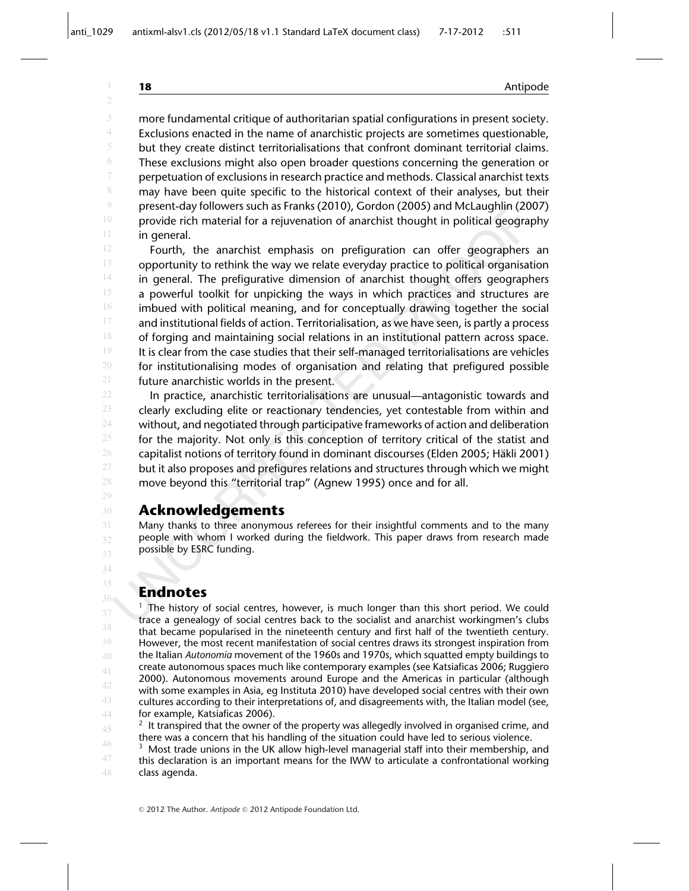more fundamental critique of authoritarian spatial configurations in present society. Exclusions enacted in the name of anarchistic projects are sometimes questionable, but they create distinct territorialisations that confront dominant territorial claims. These exclusions might also open broader questions concerning the generation or perpetuation of exclusions in research practice and methods. Classical anarchist texts may have been quite specific to the historical context of their analyses, but their present-day followers such as Franks (2010), Gordon (2005) and McLaughlin (2007) provide rich material for a rejuvenation of anarchist thought in political geography in general.

Fourth, the anarchist emphasis on prefiguration can offer geographers an opportunity to rethink the way we relate everyday practice to political organisation in general. The prefigurative dimension of anarchist thought offers geographers a powerful toolkit for unpicking the ways in which practices and structures are imbued with political meaning, and for conceptually drawing together the social and institutional fields of action. Territorialisation, as we have seen, is partly a process of forging and maintaining social relations in an institutional pattern across space. It is clear from the case studies that their self-managed territorialisations are vehicles for institutionalising modes of organisation and relating that prefigured possible future anarchistic worlds in the present.

In practice, anarchistic territorialisations are unusual—antagonistic towards and clearly excluding elite or reactionary tendencies, yet contestable from within and without, and negotiated through participative frameworks of action and deliberation for the majority. Not only is this conception of territory critical of the statist and capitalist notions of territory found in dominant discourses (Elden 2005; Häkli 2001) but it also proposes and prefigures relations and structures through which we might move beyond this "territorial trap" (Agnew 1995) once and for all.

## Acknowledgements

Many thanks to three anonymous referees for their insightful comments and to the many people with whom I worked during the fieldwork. This paper draws from research made possible by ESRC funding.

## Endnotes

[1] The history of social centres, however, is much longer than this short period. We could trace a genealogy of social centres back to the socialist and anarchist workingmen's clubs that became popularised in the nineteenth century and first half of the twentieth century. However, the most recent manifestation of social centres draws its strongest inspiration from the Italian *Autonomia* movement of the 1960s and 1970s, which squatted empty buildings to create autonomous spaces much like contemporary examples (see Katsiaficas 2006; Ruggiero 2000). Autonomous movements around Europe and the Americas in particular (although with some examples in Asia, eg Instituta 2010) have developed social centres with their own cultures according to their interpretations of, and disagreements with, the Italian model (see, for example, Katsiaficas 2006).

[2] It transpired that the owner of the property was allegedly involved in organised crime, and there was a concern that his handling of the situation could have led to serious violence.

[3] Most trade unions in the UK allow high-level managerial staff into their membership, and this declaration is an important means for the IWW to articulate a confrontational working class agenda.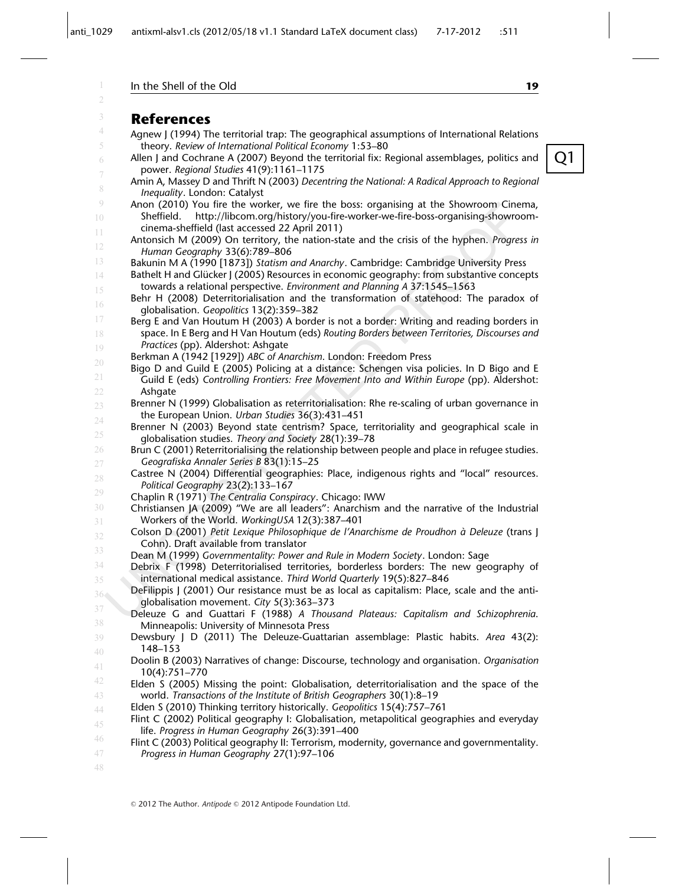# References

Agnew J (1994) The territorial trap: The geographical assumptions of International Relations theory. *Review of International Political Economy* 1:53–80

Allen J and Cochrane A (2007) Beyond the territorial fix: Regional assemblages, politics and power. *Regional Studies* 41(9):1161–1175

Amin A, Massey D and Thrift N (2003) *Decentring the National: A Radical Approach to Regional Inequality*. London: Catalyst

Anon (2010) You fire the worker, we fire the boss: organising at the Showroom Cinema, Sheffield. http://libcom.org/history/you-fire-worker-we-fire-boss-organising-showroom-cinema-sheffield (last accessed 22 April 2011)

Antonsich M (2009) On territory, the nation-state and the crisis of the hyphen. *Progress in Human Geography* 33(6):789–806

Bakunin M A (1990 [1873]) *Statism and Anarchy*. Cambridge: Cambridge University Press

Bathelt H and Glücker J (2005) Resources in economic geography: from substantive concepts towards a relational perspective. *Environment and Planning A* 37:1545–1563

Behr H (2008) Deterritorialisation and the transformation of statehood: The paradox of globalisation. *Geopolitics* 13(2):359–382

Berg E and Van Houtum H (2003) A border is not a border: Writing and reading borders in space. In E Berg and H Van Houtum (eds) *Routing Borders between Territories, Discourses and Practices* (pp). Aldershot: Ashgate

Berkman A (1942 [1929]) *ABC of Anarchism*. London: Freedom Press

Bigo D and Guild E (2005) Policing at a distance: Schengen visa policies. In D Bigo and E Guild E (eds) *Controlling Frontiers: Free Movement Into and Within Europe* (pp). Aldershot: Ashgate

Brenner N (1999) Globalisation as reterritorialisation: Rhe re-scaling of urban governance in the European Union. *Urban Studies* 36(3):431–451

Brenner N (2003) Beyond state centrism? Space, territoriality and geographical scale in globalisation studies. *Theory and Society* 28(1):39–78

Brun C (2001) Reterritorialising the relationship between people and place in refugee studies. *Geografiska Annaler Series B* 83(1):15–25

Castree N (2004) Differential geographies: Place, indigenous rights and "local" resources. *Political Geography* 23(2):133–167

Chaplin R (1971) *The Centralia Conspiracy*. Chicago: IWW

Christiansen JA (2009) "We are all leaders": Anarchism and the narrative of the Industrial Workers of the World. *WorkingUSA* 12(3):387–401

Colson D (2001) *Petit Lexique Philosophique de l'Anarchisme de Proudhon à Deleuze* (trans J Cohn). Draft available from translator

Dean M (1999) *Governmentality: Power and Rule in Modern Society*. London: Sage

Debrix F (1998) Deterritorialised territories, borderless borders: The new geography of international medical assistance. *Third World Quarterly* 19(5):827–846

DeFilippis J (2001) Our resistance must be as local as capitalism: Place, scale and the anti-globalisation movement. *City* 5(3):363–373

Deleuze G and Guattari F (1988) *A Thousand Plateaus: Capitalism and Schizophrenia*. Minneapolis: University of Minnesota Press

Dewsbury J D (2011) The Deleuze-Guattarian assemblage: Plastic habits. *Area* 43(2): 148–153

Doolin B (2003) Narratives of change: Discourse, technology and organisation. *Organisation* 10(4):751–770

Elden S (2005) Missing the point: Globalisation, deterritorialisation and the space of the world. *Transactions of the Institute of British Geographers* 30(1):8–19

Elden S (2010) Thinking territory historically. *Geopolitics* 15(4):757–761

Flint C (2002) Political geography I: Globalisation, metapolitical geographies and everyday life. *Progress in Human Geography* 26(3):391–400

Flint C (2003) Political geography II: Terrorism, modernity, governance and governmentality. *Progress in Human Geography* 27(1):97–106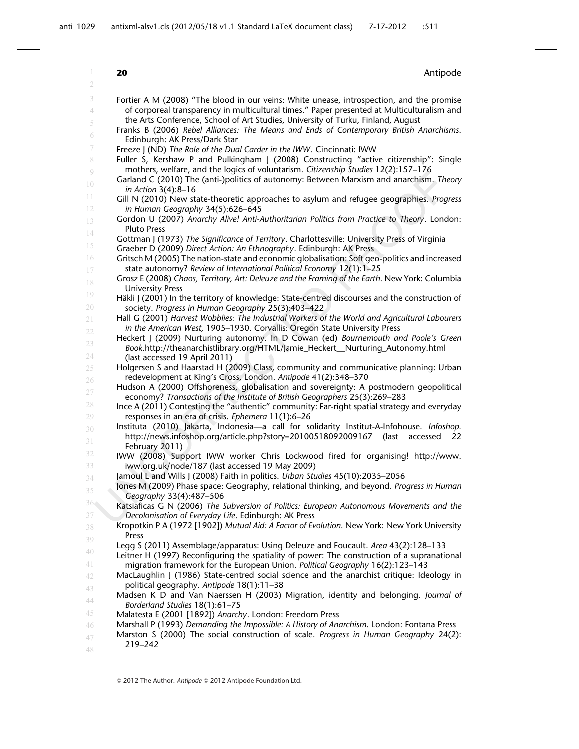Fortier A M (2008) "The blood in our veins: White unease, introspection, and the promise of corporeal transparency in multicultural times." Paper presented at Multiculturalism and the Arts Conference, School of Art Studies, University of Turku, Finland, August

Franks B (2006) *Rebel Alliances: The Means and Ends of Contemporary British Anarchisms*. Edinburgh: AK Press/Dark Star

Freeze J (ND) *The Role of the Dual Carder in the IWW*. Cincinnati: IWW

Fuller S, Kershaw P and Pulkingham J (2008) Constructing "active citizenship": Single mothers, welfare, and the logics of voluntarism. *Citizenship Studies* 12(2):157–176

Garland C (2010) The (anti-)politics of autonomy: Between Marxism and anarchism. *Theory in Action* 3(4):8–16

Gill N (2010) New state-theoretic approaches to asylum and refugee geographies. *Progress in Human Geography* 34(5):626–645

Gordon U (2007) *Anarchy Alive! Anti-Authoritarian Politics from Practice to Theory*. London: Pluto Press

Gottman J (1973) *The Significance of Territory*. Charlottesville: University Press of Virginia

Graeber D (2009) *Direct Action: An Ethnography*. Edinburgh: AK Press

Gritsch M (2005) The nation-state and economic globalisation: Soft geo-politics and increased state autonomy? *Review of International Political Economy* 12(1):1–25

Grosz E (2008) *Chaos, Territory, Art: Deleuze and the Framing of the Earth*. New York: Columbia University Press

Häkli J (2001) In the territory of knowledge: State-centred discourses and the construction of society. *Progress in Human Geography* 25(3):403–422

Hall G (2001) *Harvest Wobblies: The Industrial Workers of the World and Agricultural Labourers in the American West,* 1905–1930. Corvallis: Oregon State University Press

Heckert J (2009) Nurturing autonomy. In D Cowan (ed) *Bournemouth and Poole's Green Book*.http://theanarchistlibrary.org/HTML/Jamie_Heckert__Nurturing_Autonomy.html (last accessed 19 April 2011)

Holgersen S and Haarstad H (2009) Class, community and communicative planning: Urban redevelopment at King's Cross, London. *Antipode* 41(2):348–370

Hudson A (2000) Offshoreness, globalisation and sovereignty: A postmodern geopolitical economy? *Transactions of the Institute of British Geographers* 25(3):269–283

Ince A (2011) Contesting the "authentic" community: Far-right spatial strategy and everyday responses in an era of crisis. *Ephemera* 11(1):6–26

Instituta (2010) Jakarta, Indonesia—a call for solidarity Institut-A-Infohouse. *Infoshop.* http://news.infoshop.org/article.php?story=20100518092009167 (last accessed 22 February 2011)

IWW (2008) Support IWW worker Chris Lockwood fired for organising! http://www.iww.org.uk/node/187 (last accessed 19 May 2009)

Jamoul L and Wills J (2008) Faith in politics. *Urban Studies* 45(10):2035–2056

Jones M (2009) Phase space: Geography, relational thinking, and beyond. *Progress in Human Geography* 33(4):487–506

Katsiaficas G N (2006) *The Subversion of Politics: European Autonomous Movements and the Decolonisation of Everyday Life*. Edinburgh: AK Press

Kropotkin P A (1972 [1902]) *Mutual Aid: A Factor of Evolution*. New York: New York University Press

Legg S (2011) Assemblage/apparatus: Using Deleuze and Foucault. *Area* 43(2):128–133

Leitner H (1997) Reconfiguring the spatiality of power: The construction of a supranational migration framework for the European Union. *Political Geography* 16(2):123–143

MacLaughlin J (1986) State-centred social science and the anarchist critique: Ideology in political geography. *Antipode* 18(1):11–38

Madsen K D and Van Naerssen H (2003) Migration, identity and belonging. *Journal of Borderland Studies* 18(1):61–75

Malatesta E (2001 [1892]) *Anarchy*. London: Freedom Press

Marshall P (1993) *Demanding the Impossible: A History of Anarchism*. London: Fontana Press

Marston S (2000) The social construction of scale. *Progress in Human Geography* 24(2): 219–242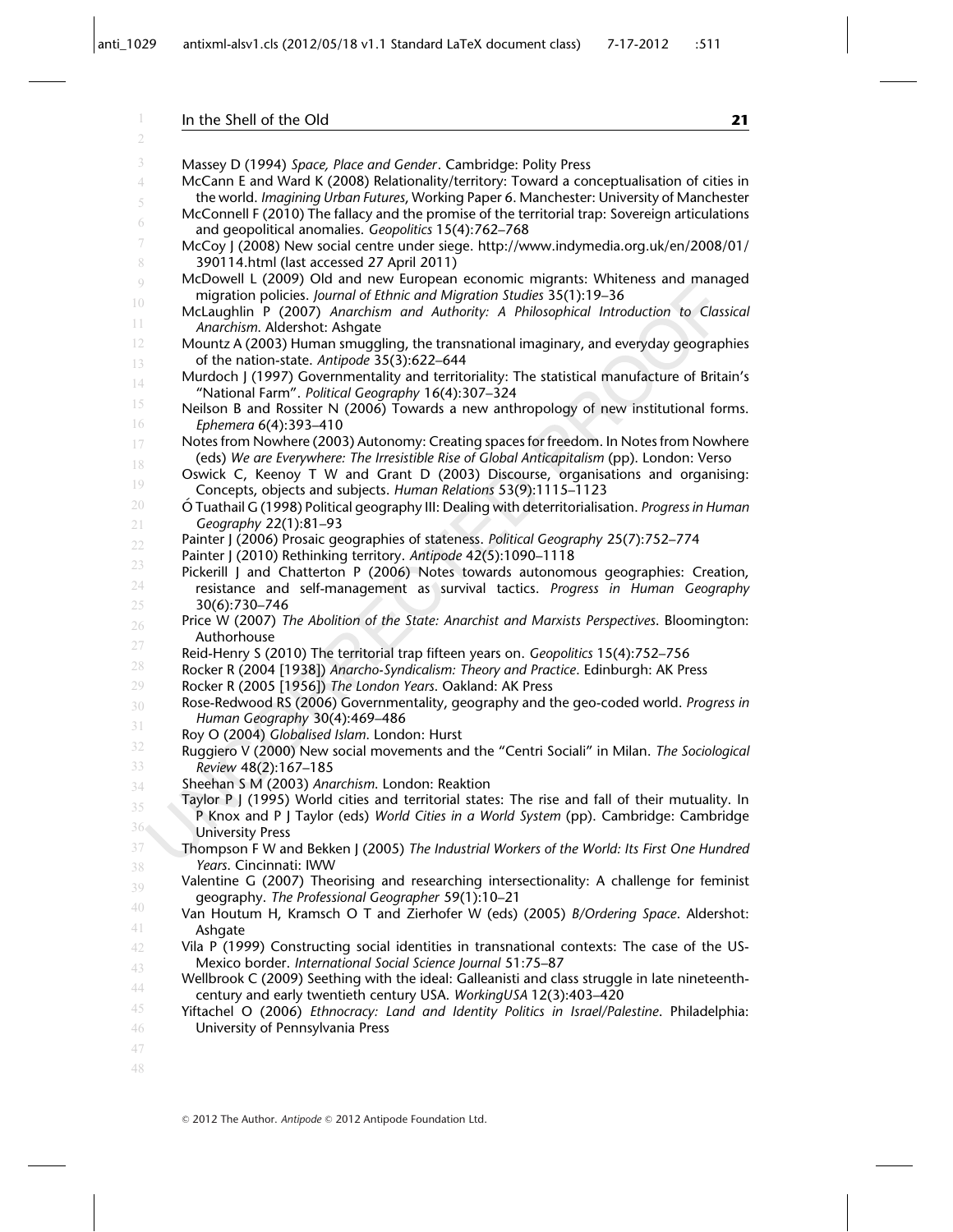Massey D (1994) *Space, Place and Gender*. Cambridge: Polity Press

McCann E and Ward K (2008) Relationality/territory: Toward a conceptualisation of cities in the world. *Imagining Urban Futures*, Working Paper 6. Manchester: University of Manchester

McConnell F (2010) The fallacy and the promise of the territorial trap: Sovereign articulations and geopolitical anomalies. *Geopolitics* 15(4):762–768

McCoy J (2008) New social centre under siege. http://www.indymedia.org.uk/en/2008/01/390114.html (last accessed 27 April 2011)

McDowell L (2009) Old and new European economic migrants: Whiteness and managed migration policies. *Journal of Ethnic and Migration Studies* 35(1):19–36

McLaughlin P (2007) *Anarchism and Authority: A Philosophical Introduction to Classical Anarchism*. Aldershot: Ashgate

Mountz A (2003) Human smuggling, the transnational imaginary, and everyday geographies of the nation-state. *Antipode* 35(3):622–644

Murdoch J (1997) Governmentality and territoriality: The statistical manufacture of Britain's "National Farm". *Political Geography* 16(4):307–324

Neilson B and Rossiter N (2006) Towards a new anthropology of new institutional forms. *Ephemera* 6(4):393–410

Notes from Nowhere (2003) Autonomy: Creating spaces for freedom. In Notes from Nowhere (eds) *We are Everywhere: The Irresistible Rise of Global Anticapitalism* (pp). London: Verso

Oswick C, Keenoy T W and Grant D (2003) Discourse, organisations and organising: Concepts, objects and subjects. *Human Relations* 53(9):1115–1123

Ó Tuathail G (1998) Political geography III: Dealing with deterritorialisation. *Progress in Human Geography* 22(1):81–93

Painter J (2006) Prosaic geographies of stateness. *Political Geography* 25(7):752–774

Painter J (2010) Rethinking territory. *Antipode* 42(5):1090–1118

Pickerill J and Chatterton P (2006) Notes towards autonomous geographies: Creation, resistance and self-management as survival tactics. *Progress in Human Geography* 30(6):730–746

Price W (2007) *The Abolition of the State: Anarchist and Marxists Perspectives*. Bloomington: Authorhouse

Reid-Henry S (2010) The territorial trap fifteen years on. *Geopolitics* 15(4):752–756

Rocker R (2004 [1938]) *Anarcho-Syndicalism: Theory and Practice*. Edinburgh: AK Press

Rocker R (2005 [1956]) *The London Years*. Oakland: AK Press

Rose-Redwood RS (2006) Governmentality, geography and the geo-coded world. *Progress in Human Geography* 30(4):469–486

Roy O (2004) *Globalised Islam*. London: Hurst

Ruggiero V (2000) New social movements and the "Centri Sociali" in Milan. *The Sociological Review* 48(2):167–185

Sheehan S M (2003) *Anarchism*. London: Reaktion

Taylor P J (1995) World cities and territorial states: The rise and fall of their mutuality. In P Knox and P J Taylor (eds) *World Cities in a World System* (pp). Cambridge: Cambridge University Press

Thompson F W and Bekken J (2005) *The Industrial Workers of the World: Its First One Hundred Years*. Cincinnati: IWW

Valentine G (2007) Theorising and researching intersectionality: A challenge for feminist geography. *The Professional Geographer* 59(1):10–21

Van Houtum H, Kramsch O T and Zierhofer W (eds) (2005) *B/Ordering Space*. Aldershot: Ashgate

Vila P (1999) Constructing social identities in transnational contexts: The case of the US-Mexico border. *International Social Science Journal* 51:75–87

Wellbrook C (2009) Seething with the ideal: Galleanisti and class struggle in late nineteenth-century and early twentieth century USA. *WorkingUSA* 12(3):403–420

Yiftachel O (2006) *Ethnocracy: Land and Identity Politics in Israel/Palestine*. Philadelphia: University of Pennsylvania Press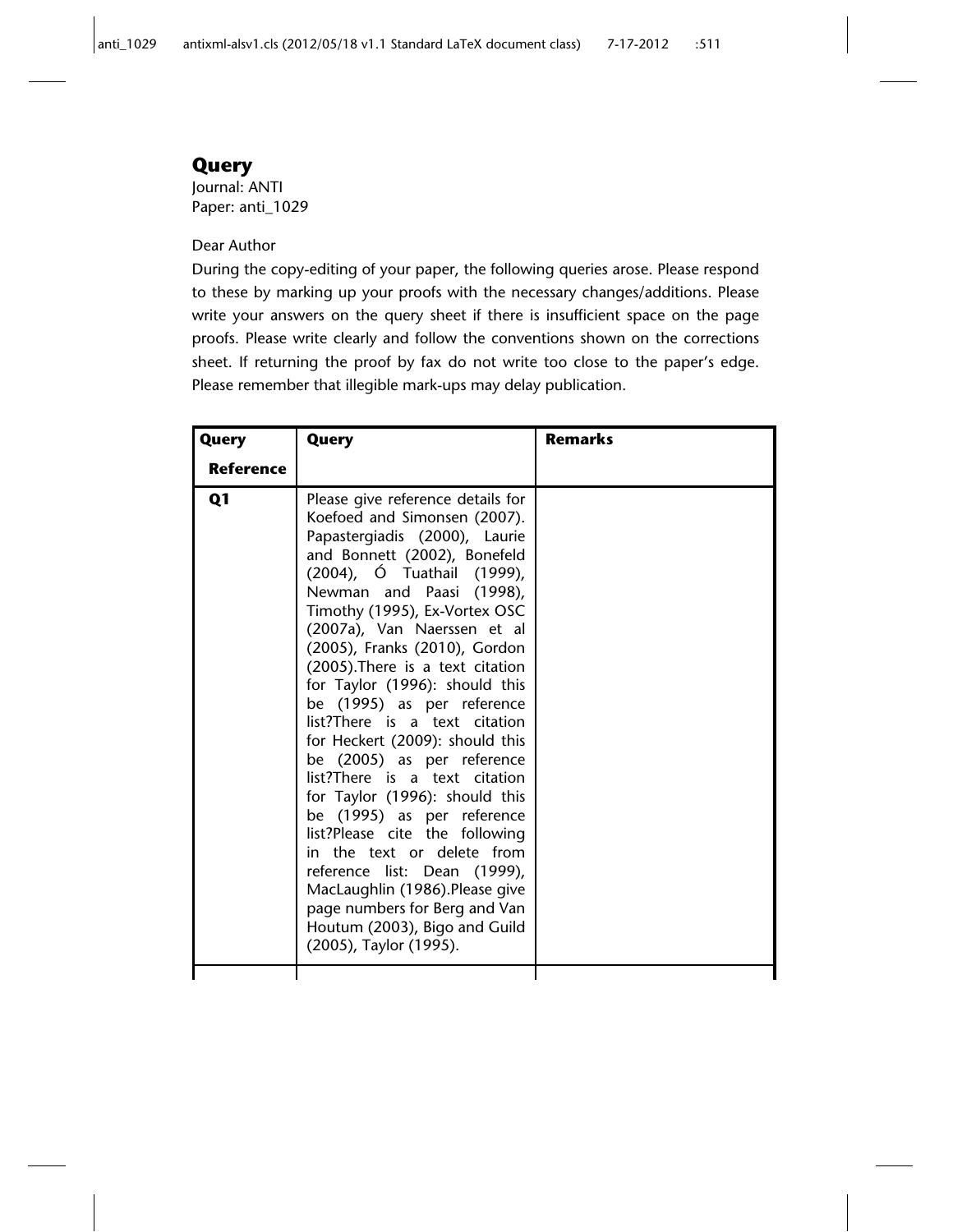# Query

Journal: ANTI
Paper: anti_1029

Dear Author

During the copy-editing of your paper, the following queries arose. Please respond to these by marking up your proofs with the necessary changes/additions. Please write your answers on the query sheet if there is insufficient space on the page proofs. Please write clearly and follow the conventions shown on the corrections sheet. If returning the proof by fax do not write too close to the paper's edge. Please remember that illegible mark-ups may delay publication.

| Query Reference | Query | Remarks |
| --- | --- | --- |
| Q1 | Please give reference details for Koefoed and Simonsen (2007). Papastergiadis (2000), Laurie and Bonnett (2002), Bonefeld (2004), Ó Tuathail (1999), Newman and Paasi (1998), Timothy (1995), Ex-Vortex OSC (2007a), Van Naerssen et al (2005), Franks (2010), Gordon (2005).There is a text citation for Taylor (1996): should this be (1995) as per reference list?There is a text citation for Heckert (2009): should this be (2005) as per reference list?There is a text citation for Taylor (1996): should this be (1995) as per reference list?Please cite the following in the text or delete from reference list: Dean (1999), MacLaughlin (1986).Please give page numbers for Berg and Van Houtum (2003), Bigo and Guild (2005), Taylor (1995). | |
| | | |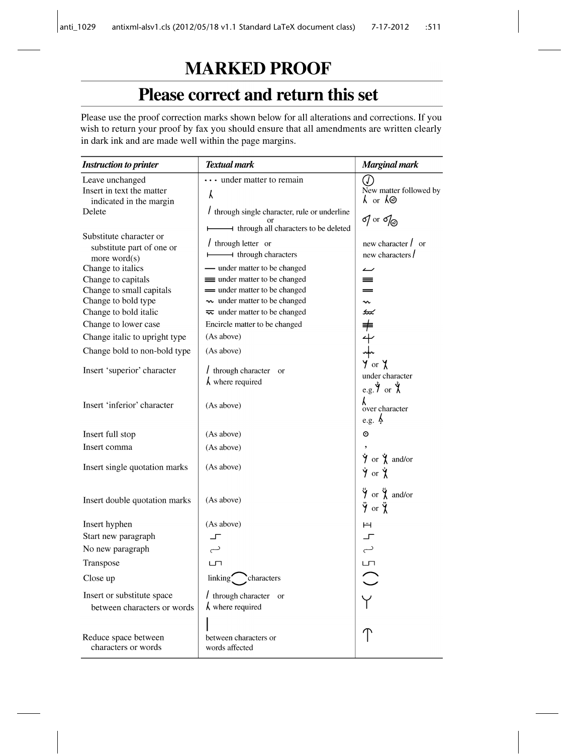# MARKED PROOF

## Please correct and return this set

Please use the proof correction marks shown below for all alterations and corrections. If you wish to return your proof by fax you should ensure that all amendments are written clearly in dark ink and are made well within the page margins.

| *Instruction to printer* | *Textual mark* | *Marginal mark* |
|---|---|---|
| Leave unchanged | • • • under matter to remain | ✓ (circled) |
| Insert in text the matter indicated in the margin | ⋏ | New matter followed by ⋏ or ⋏⊘ |
| Delete | / through single character, rule or underline or ⊢—⊣ through all characters to be deleted | ∂/ or ∂/⊘ |
| Substitute character or substitute part of one or more word(s) | / through letter or ⊢—⊣ through characters | new character / or new characters / |
| Change to italics | — under matter to be changed | ⌐ |
| Change to capitals | ≡ under matter to be changed | ≡ |
| Change to small capitals | ═ under matter to be changed | ═ |
| Change to bold type | ~ under matter to be changed | ~ |
| Change to bold italic | ≂ under matter to be changed | ≂ |
| Change to lower case | Encircle matter to be changed | ≢ |
| Change italic to upright type | (As above) | ⊬ |
| Change bold to non-bold type | (As above) | ⊬ (wavy) |
| Insert 'superior' character | / through character or ⋏ where required | Y or ⋎ under character e.g. Y or ⋎ |
| Insert 'inferior' character | (As above) | ⋏ over character e.g. ⋏ |
| Insert full stop | (As above) | ⊙ |
| Insert comma | (As above) | , |
| Insert single quotation marks | (As above) | Y or ⋎ and/or Y or ⋎ |
| Insert double quotation marks | (As above) | Y or ⋎ and/or Y or ⋎ |
| Insert hyphen | (As above) | ⊢⊣ |
| Start new paragraph | ⌐ | ⌐ |
| No new paragraph | ↩ | ↩ |
| Transpose | ⊔⊓ | ⊔⊓ |
| Close up | linking ⁀ characters | ⁀ |
| Insert or substitute space between characters or words | / through character or ⋏ where required | Y |
| Reduce space between characters or words | \| between characters or words affected | ⊤ |